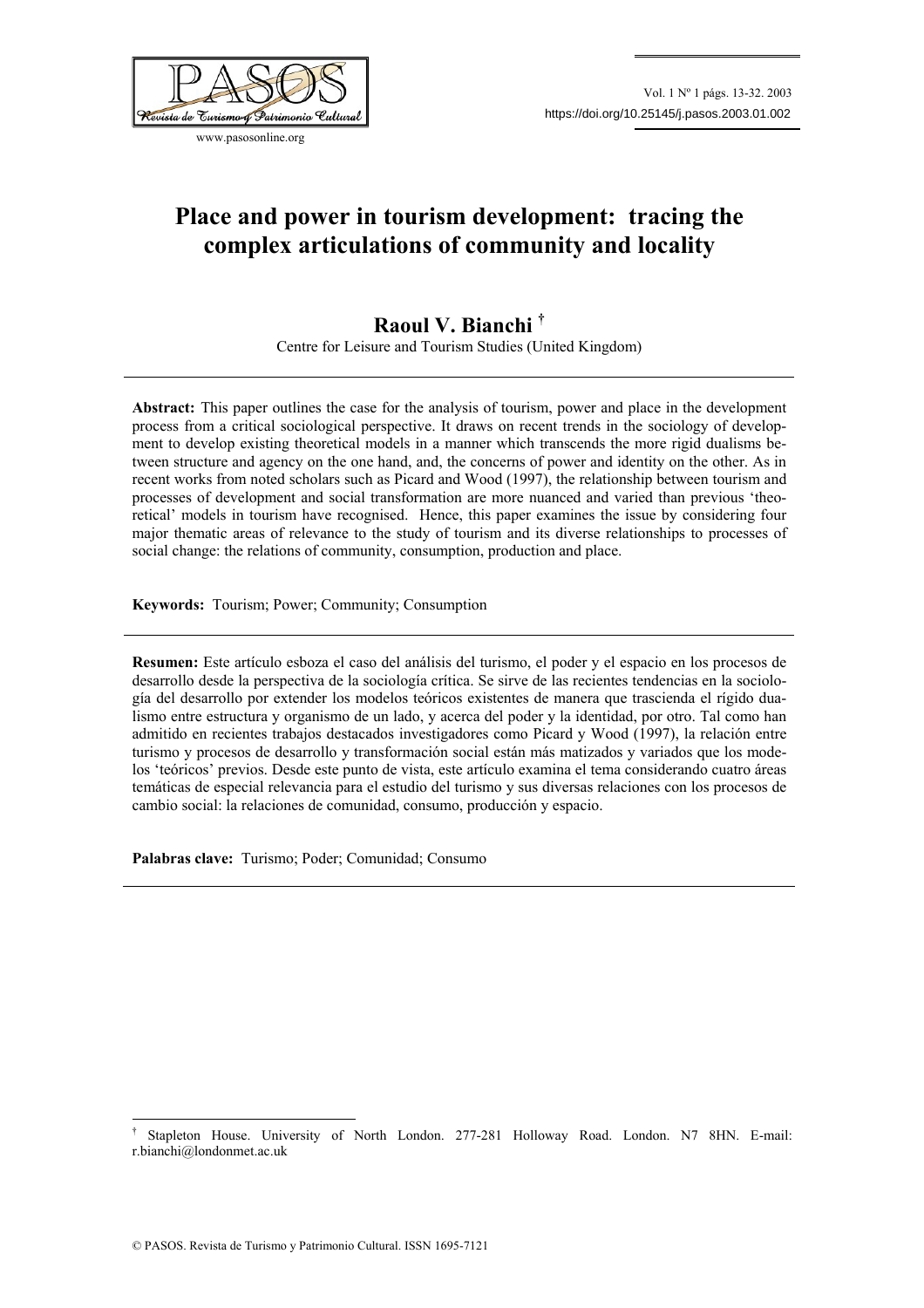# Place and power in tourism development: tracing the complex articulations of community and locality

## Raoul V. Bianchi [†]

Centre for Leisure and Tourism Studies (United Kingdom)

**Abstract:** This paper outlines the case for the analysis of tourism, power and place in the development process from a critical sociological perspective. It draws on recent trends in the sociology of development to develop existing theoretical models in a manner which transcends the more rigid dualisms between structure and agency on the one hand, and, the concerns of power and identity on the other. As in recent works from noted scholars such as Picard and Wood (1997), the relationship between tourism and processes of development and social transformation are more nuanced and varied than previous 'theoretical' models in tourism have recognised. Hence, this paper examines the issue by considering four major thematic areas of relevance to the study of tourism and its diverse relationships to processes of social change: the relations of community, consumption, production and place.

**Keywords:** Tourism; Power; Community; Consumption

**Resumen:** Este artículo esboza el caso del análisis del turismo, el poder y el espacio en los procesos de desarrollo desde la perspectiva de la sociología crítica. Se sirve de las recientes tendencias en la sociología del desarrollo por extender los modelos teóricos existentes de manera que trascienda el rígido dualismo entre estructura y organismo de un lado, y acerca del poder y la identidad, por otro. Tal como han admitido en recientes trabajos destacados investigadores como Picard y Wood (1997), la relación entre turismo y procesos de desarrollo y transformación social están más matizados y variados que los modelos 'teóricos' previos. Desde este punto de vista, este artículo examina el tema considerando cuatro áreas temáticas de especial relevancia para el estudio del turismo y sus diversas relaciones con los procesos de cambio social: la relaciones de comunidad, consumo, producción y espacio.

**Palabras clave:** Turismo; Poder; Comunidad; Consumo

---

[†] Stapleton House. University of North London. 277-281 Holloway Road. London. N7 8HN. E-mail: r.bianchi@londonmet.ac.uk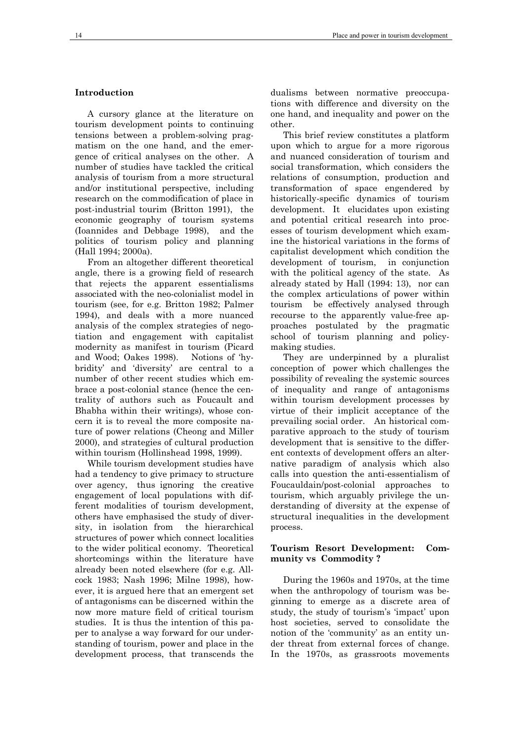## Introduction

A cursory glance at the literature on tourism development points to continuing tensions between a problem-solving pragmatism on the one hand, and the emergence of critical analyses on the other. A number of studies have tackled the critical analysis of tourism from a more structural and/or institutional perspective, including research on the commodification of place in post-industrial tourim (Britton 1991), the economic geography of tourism systems (Ioannides and Debbage 1998), and the politics of tourism policy and planning (Hall 1994; 2000a).

From an altogether different theoretical angle, there is a growing field of research that rejects the apparent essentialisms associated with the neo-colonialist model in tourism (see, for e.g. Britton 1982; Palmer 1994), and deals with a more nuanced analysis of the complex strategies of negotiation and engagement with capitalist modernity as manifest in tourism (Picard and Wood; Oakes 1998). Notions of 'hybridity' and 'diversity' are central to a number of other recent studies which embrace a post-colonial stance (hence the centrality of authors such as Foucault and Bhabha within their writings), whose concern it is to reveal the more composite nature of power relations (Cheong and Miller 2000), and strategies of cultural production within tourism (Hollinshead 1998, 1999).

While tourism development studies have had a tendency to give primacy to structure over agency, thus ignoring the creative engagement of local populations with different modalities of tourism development, others have emphasised the study of diversity, in isolation from the hierarchical structures of power which connect localities to the wider political economy. Theoretical shortcomings within the literature have already been noted elsewhere (for e.g. Allcock 1983; Nash 1996; Milne 1998), however, it is argued here that an emergent set of antagonisms can be discerned within the now more mature field of critical tourism studies. It is thus the intention of this paper to analyse a way forward for our understanding of tourism, power and place in the development process, that transcends the dualisms between normative preoccupations with difference and diversity on the one hand, and inequality and power on the other.

This brief review constitutes a platform upon which to argue for a more rigorous and nuanced consideration of tourism and social transformation, which considers the relations of consumption, production and transformation of space engendered by historically-specific dynamics of tourism development. It elucidates upon existing and potential critical research into processes of tourism development which examine the historical variations in the forms of capitalist development which condition the development of tourism, in conjunction with the political agency of the state. As already stated by Hall (1994: 13), nor can the complex articulations of power within tourism be effectively analysed through recourse to the apparently value-free approaches postulated by the pragmatic school of tourism planning and policy-making studies.

They are underpinned by a pluralist conception of power which challenges the possibility of revealing the systemic sources of inequality and range of antagonisms within tourism development processes by virtue of their implicit acceptance of the prevailing social order. An historical comparative approach to the study of tourism development that is sensitive to the different contexts of development offers an alternative paradigm of analysis which also calls into question the anti-essentialism of Foucauldain/post-colonial approaches to tourism, which arguably privilege the understanding of diversity at the expense of structural inequalities in the development process.

## Tourism Resort Development: Community vs Commodity ?

During the 1960s and 1970s, at the time when the anthropology of tourism was beginning to emerge as a discrete area of study, the study of tourism's 'impact' upon host societies, served to consolidate the notion of the 'community' as an entity under threat from external forces of change. In the 1970s, as grassroots movements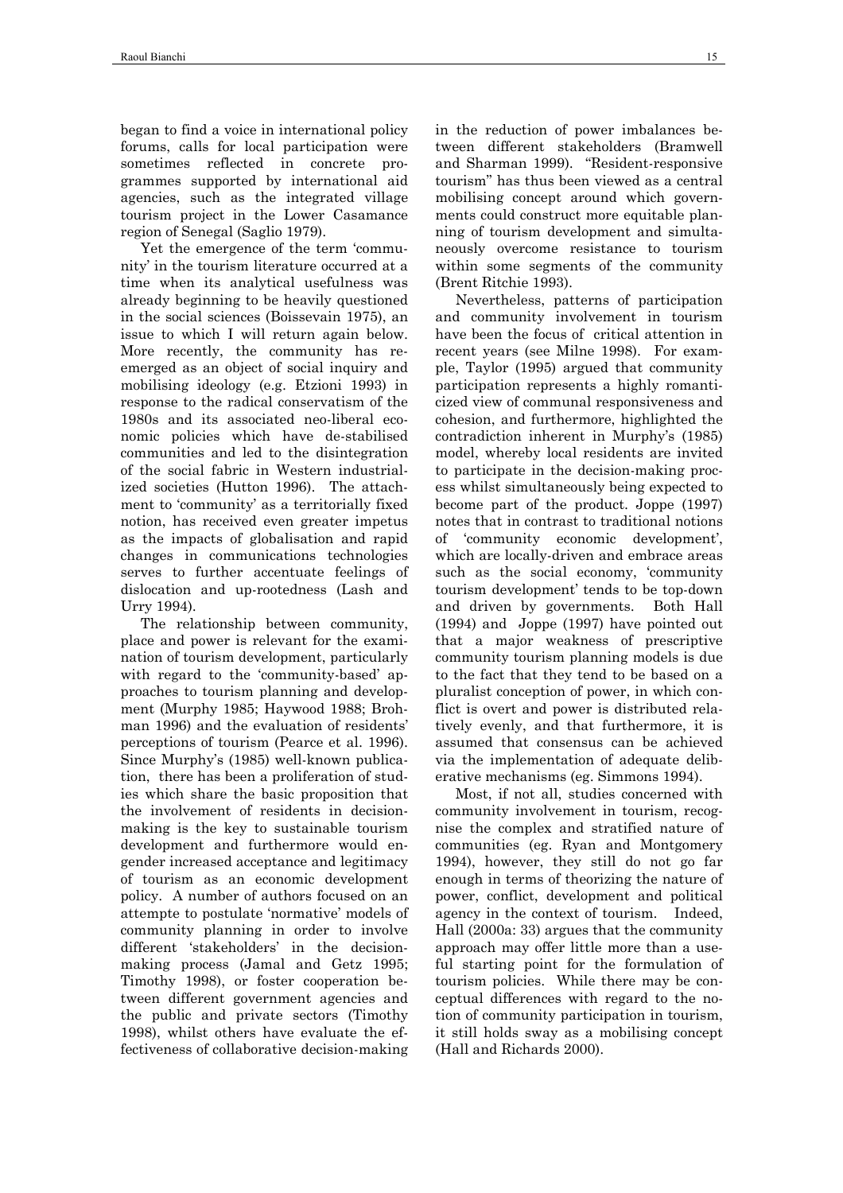began to find a voice in international policy forums, calls for local participation were sometimes reflected in concrete programmes supported by international aid agencies, such as the integrated village tourism project in the Lower Casamance region of Senegal (Saglio 1979).

Yet the emergence of the term 'community' in the tourism literature occurred at a time when its analytical usefulness was already beginning to be heavily questioned in the social sciences (Boissevain 1975), an issue to which I will return again below. More recently, the community has re-emerged as an object of social inquiry and mobilising ideology (e.g. Etzioni 1993) in response to the radical conservatism of the 1980s and its associated neo-liberal economic policies which have de-stabilised communities and led to the disintegration of the social fabric in Western industrialized societies (Hutton 1996). The attachment to 'community' as a territorially fixed notion, has received even greater impetus as the impacts of globalisation and rapid changes in communications technologies serves to further accentuate feelings of dislocation and up-rootedness (Lash and Urry 1994).

The relationship between community, place and power is relevant for the examination of tourism development, particularly with regard to the 'community-based' approaches to tourism planning and development (Murphy 1985; Haywood 1988; Brohman 1996) and the evaluation of residents' perceptions of tourism (Pearce et al. 1996). Since Murphy's (1985) well-known publication, there has been a proliferation of studies which share the basic proposition that the involvement of residents in decision-making is the key to sustainable tourism development and furthermore would engender increased acceptance and legitimacy of tourism as an economic development policy. A number of authors focused on an attempte to postulate 'normative' models of community planning in order to involve different 'stakeholders' in the decision-making process (Jamal and Getz 1995; Timothy 1998), or foster cooperation between different government agencies and the public and private sectors (Timothy 1998), whilst others have evaluate the effectiveness of collaborative decision-making in the reduction of power imbalances between different stakeholders (Bramwell and Sharman 1999). "Resident-responsive tourism" has thus been viewed as a central mobilising concept around which governments could construct more equitable planning of tourism development and simultaneously overcome resistance to tourism within some segments of the community (Brent Ritchie 1993).

Nevertheless, patterns of participation and community involvement in tourism have been the focus of critical attention in recent years (see Milne 1998). For example, Taylor (1995) argued that community participation represents a highly romanticized view of communal responsiveness and cohesion, and furthermore, highlighted the contradiction inherent in Murphy's (1985) model, whereby local residents are invited to participate in the decision-making process whilst simultaneously being expected to become part of the product. Joppe (1997) notes that in contrast to traditional notions of 'community economic development', which are locally-driven and embrace areas such as the social economy, 'community tourism development' tends to be top-down and driven by governments. Both Hall (1994) and Joppe (1997) have pointed out that a major weakness of prescriptive community tourism planning models is due to the fact that they tend to be based on a pluralist conception of power, in which conflict is overt and power is distributed relatively evenly, and that furthermore, it is assumed that consensus can be achieved via the implementation of adequate deliberative mechanisms (eg. Simmons 1994).

Most, if not all, studies concerned with community involvement in tourism, recognise the complex and stratified nature of communities (eg. Ryan and Montgomery 1994), however, they still do not go far enough in terms of theorizing the nature of power, conflict, development and political agency in the context of tourism. Indeed, Hall (2000a: 33) argues that the community approach may offer little more than a useful starting point for the formulation of tourism policies. While there may be conceptual differences with regard to the notion of community participation in tourism, it still holds sway as a mobilising concept (Hall and Richards 2000).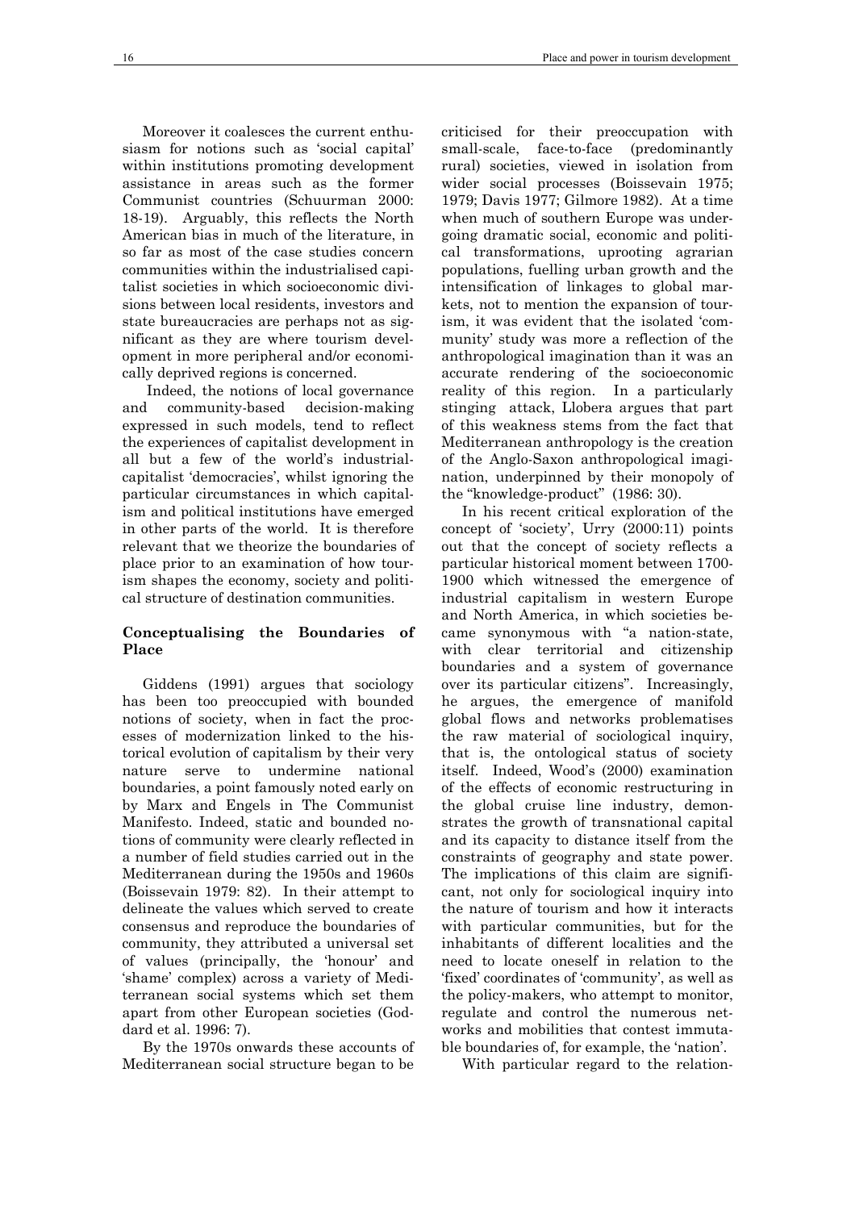Moreover it coalesces the current enthusiasm for notions such as 'social capital' within institutions promoting development assistance in areas such as the former Communist countries (Schuurman 2000: 18-19). Arguably, this reflects the North American bias in much of the literature, in so far as most of the case studies concern communities within the industrialised capitalist societies in which socioeconomic divisions between local residents, investors and state bureaucracies are perhaps not as significant as they are where tourism development in more peripheral and/or economically deprived regions is concerned.

Indeed, the notions of local governance and community-based decision-making expressed in such models, tend to reflect the experiences of capitalist development in all but a few of the world's industrial-capitalist 'democracies', whilst ignoring the particular circumstances in which capitalism and political institutions have emerged in other parts of the world. It is therefore relevant that we theorize the boundaries of place prior to an examination of how tourism shapes the economy, society and political structure of destination communities.

## Conceptualising the Boundaries of Place

Giddens (1991) argues that sociology has been too preoccupied with bounded notions of society, when in fact the processes of modernization linked to the historical evolution of capitalism by their very nature serve to undermine national boundaries, a point famously noted early on by Marx and Engels in The Communist Manifesto. Indeed, static and bounded notions of community were clearly reflected in a number of field studies carried out in the Mediterranean during the 1950s and 1960s (Boissevain 1979: 82). In their attempt to delineate the values which served to create consensus and reproduce the boundaries of community, they attributed a universal set of values (principally, the 'honour' and 'shame' complex) across a variety of Mediterranean social systems which set them apart from other European societies (Goddard et al. 1996: 7).

By the 1970s onwards these accounts of Mediterranean social structure began to be criticised for their preoccupation with small-scale, face-to-face (predominantly rural) societies, viewed in isolation from wider social processes (Boissevain 1975; 1979; Davis 1977; Gilmore 1982). At a time when much of southern Europe was undergoing dramatic social, economic and political transformations, uprooting agrarian populations, fuelling urban growth and the intensification of linkages to global markets, not to mention the expansion of tourism, it was evident that the isolated 'community' study was more a reflection of the anthropological imagination than it was an accurate rendering of the socioeconomic reality of this region. In a particularly stinging attack, Llobera argues that part of this weakness stems from the fact that Mediterranean anthropology is the creation of the Anglo-Saxon anthropological imagination, underpinned by their monopoly of the "knowledge-product" (1986: 30).

In his recent critical exploration of the concept of 'society', Urry (2000:11) points out that the concept of society reflects a particular historical moment between 1700-1900 which witnessed the emergence of industrial capitalism in western Europe and North America, in which societies became synonymous with "a nation-state, with clear territorial and citizenship boundaries and a system of governance over its particular citizens". Increasingly, he argues, the emergence of manifold global flows and networks problematises the raw material of sociological inquiry, that is, the ontological status of society itself. Indeed, Wood's (2000) examination of the effects of economic restructuring in the global cruise line industry, demonstrates the growth of transnational capital and its capacity to distance itself from the constraints of geography and state power. The implications of this claim are significant, not only for sociological inquiry into the nature of tourism and how it interacts with particular communities, but for the inhabitants of different localities and the need to locate oneself in relation to the 'fixed' coordinates of 'community', as well as the policy-makers, who attempt to monitor, regulate and control the numerous networks and mobilities that contest immutable boundaries of, for example, the 'nation'.

With particular regard to the relation-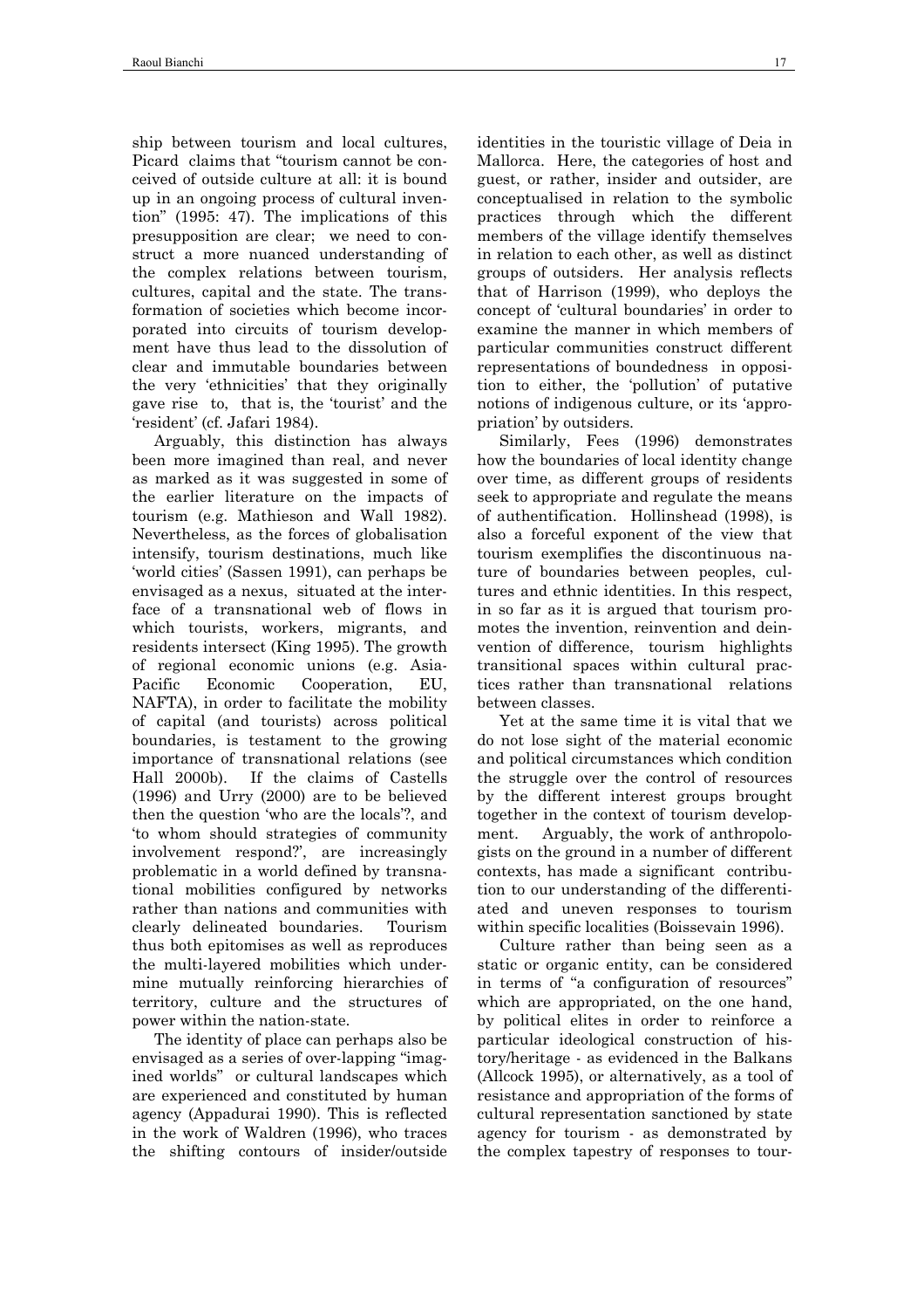ship between tourism and local cultures, Picard claims that "tourism cannot be conceived of outside culture at all: it is bound up in an ongoing process of cultural invention" (1995: 47). The implications of this presupposition are clear; we need to construct a more nuanced understanding of the complex relations between tourism, cultures, capital and the state. The transformation of societies which become incorporated into circuits of tourism development have thus lead to the dissolution of clear and immutable boundaries between the very 'ethnicities' that they originally gave rise to, that is, the 'tourist' and the 'resident' (cf. Jafari 1984).

Arguably, this distinction has always been more imagined than real, and never as marked as it was suggested in some of the earlier literature on the impacts of tourism (e.g. Mathieson and Wall 1982). Nevertheless, as the forces of globalisation intensify, tourism destinations, much like 'world cities' (Sassen 1991), can perhaps be envisaged as a nexus, situated at the interface of a transnational web of flows in which tourists, workers, migrants, and residents intersect (King 1995). The growth of regional economic unions (e.g. Asia-Pacific Economic Cooperation, EU, NAFTA), in order to facilitate the mobility of capital (and tourists) across political boundaries, is testament to the growing importance of transnational relations (see Hall 2000b). If the claims of Castells (1996) and Urry (2000) are to be believed then the question 'who are the locals'?, and 'to whom should strategies of community involvement respond?', are increasingly problematic in a world defined by transnational mobilities configured by networks rather than nations and communities with clearly delineated boundaries. Tourism thus both epitomises as well as reproduces the multi-layered mobilities which undermine mutually reinforcing hierarchies of territory, culture and the structures of power within the nation-state.

The identity of place can perhaps also be envisaged as a series of over-lapping "imagined worlds" or cultural landscapes which are experienced and constituted by human agency (Appadurai 1990). This is reflected in the work of Waldren (1996), who traces the shifting contours of insider/outside identities in the touristic village of Deia in Mallorca. Here, the categories of host and guest, or rather, insider and outsider, are conceptualised in relation to the symbolic practices through which the different members of the village identify themselves in relation to each other, as well as distinct groups of outsiders. Her analysis reflects that of Harrison (1999), who deploys the concept of 'cultural boundaries' in order to examine the manner in which members of particular communities construct different representations of boundedness in opposition to either, the 'pollution' of putative notions of indigenous culture, or its 'appropriation' by outsiders.

Similarly, Fees (1996) demonstrates how the boundaries of local identity change over time, as different groups of residents seek to appropriate and regulate the means of authentification. Hollinshead (1998), is also a forceful exponent of the view that tourism exemplifies the discontinuous nature of boundaries between peoples, cultures and ethnic identities. In this respect, in so far as it is argued that tourism promotes the invention, reinvention and deinvention of difference, tourism highlights transitional spaces within cultural practices rather than transnational relations between classes.

Yet at the same time it is vital that we do not lose sight of the material economic and political circumstances which condition the struggle over the control of resources by the different interest groups brought together in the context of tourism development. Arguably, the work of anthropologists on the ground in a number of different contexts, has made a significant contribution to our understanding of the differentiated and uneven responses to tourism within specific localities (Boissevain 1996).

Culture rather than being seen as a static or organic entity, can be considered in terms of "a configuration of resources" which are appropriated, on the one hand, by political elites in order to reinforce a particular ideological construction of history/heritage - as evidenced in the Balkans (Allcock 1995), or alternatively, as a tool of resistance and appropriation of the forms of cultural representation sanctioned by state agency for tourism - as demonstrated by the complex tapestry of responses to tour-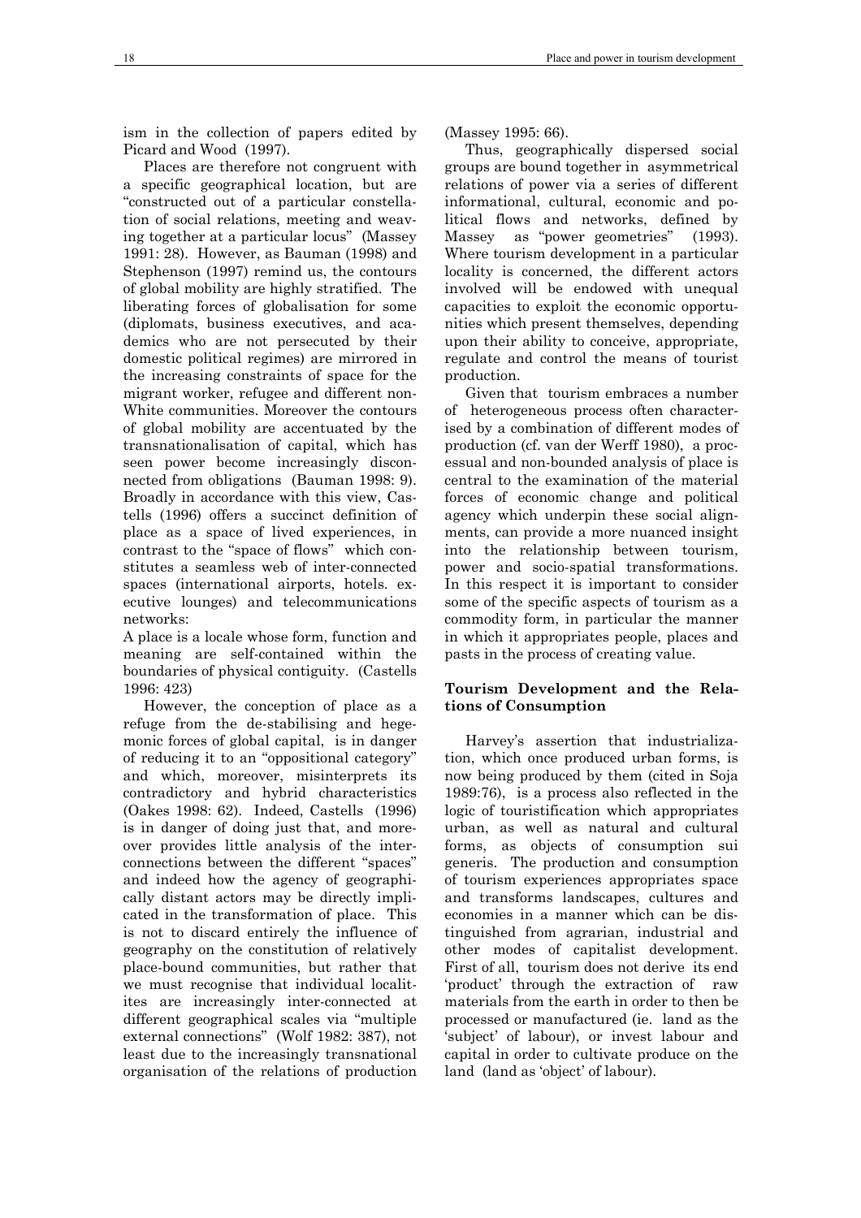ism in the collection of papers edited by Picard and Wood (1997).

Places are therefore not congruent with a specific geographical location, but are "constructed out of a particular constellation of social relations, meeting and weaving together at a particular locus" (Massey 1991: 28). However, as Bauman (1998) and Stephenson (1997) remind us, the contours of global mobility are highly stratified. The liberating forces of globalisation for some (diplomats, business executives, and academics who are not persecuted by their domestic political regimes) are mirrored in the increasing constraints of space for the migrant worker, refugee and different non-White communities. Moreover the contours of global mobility are accentuated by the transnationalisation of capital, which has seen power become increasingly disconnected from obligations (Bauman 1998: 9). Broadly in accordance with this view, Castells (1996) offers a succinct definition of place as a space of lived experiences, in contrast to the "space of flows" which constitutes a seamless web of inter-connected spaces (international airports, hotels. executive lounges) and telecommunications networks:

A place is a locale whose form, function and meaning are self-contained within the boundaries of physical contiguity. (Castells 1996: 423)

However, the conception of place as a refuge from the de-stabilising and hegemonic forces of global capital, is in danger of reducing it to an "oppositional category" and which, moreover, misinterprets its contradictory and hybrid characteristics (Oakes 1998: 62). Indeed, Castells (1996) is in danger of doing just that, and moreover provides little analysis of the interconnections between the different "spaces" and indeed how the agency of geographically distant actors may be directly implicated in the transformation of place. This is not to discard entirely the influence of geography on the constitution of relatively place-bound communities, but rather that we must recognise that individual localities are increasingly inter-connected at different geographical scales via "multiple external connections" (Wolf 1982: 387), not least due to the increasingly transnational organisation of the relations of production (Massey 1995: 66).

Thus, geographically dispersed social groups are bound together in asymmetrical relations of power via a series of different informational, cultural, economic and political flows and networks, defined by Massey as "power geometries" (1993). Where tourism development in a particular locality is concerned, the different actors involved will be endowed with unequal capacities to exploit the economic opportunities which present themselves, depending upon their ability to conceive, appropriate, regulate and control the means of tourist production.

Given that tourism embraces a number of heterogeneous process often characterised by a combination of different modes of production (cf. van der Werff 1980), a processual and non-bounded analysis of place is central to the examination of the material forces of economic change and political agency which underpin these social alignments, can provide a more nuanced insight into the relationship between tourism, power and socio-spatial transformations. In this respect it is important to consider some of the specific aspects of tourism as a commodity form, in particular the manner in which it appropriates people, places and pasts in the process of creating value.

## Tourism Development and the Relations of Consumption

Harvey's assertion that industrialization, which once produced urban forms, is now being produced by them (cited in Soja 1989:76), is a process also reflected in the logic of touristification which appropriates urban, as well as natural and cultural forms, as objects of consumption sui generis. The production and consumption of tourism experiences appropriates space and transforms landscapes, cultures and economies in a manner which can be distinguished from agrarian, industrial and other modes of capitalist development. First of all, tourism does not derive its end 'product' through the extraction of raw materials from the earth in order to then be processed or manufactured (ie. land as the 'subject' of labour), or invest labour and capital in order to cultivate produce on the land (land as 'object' of labour).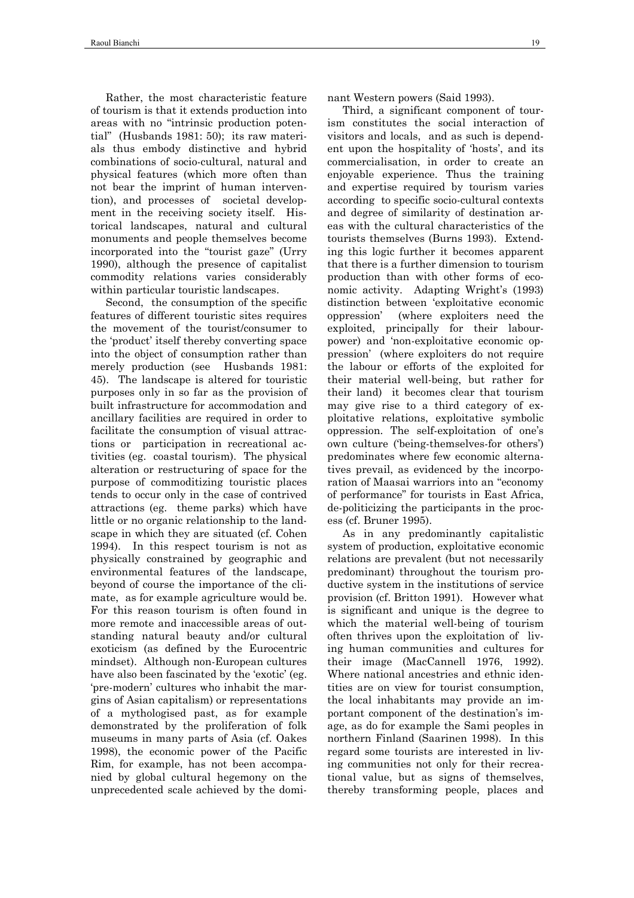Rather, the most characteristic feature of tourism is that it extends production into areas with no "intrinsic production potential" (Husbands 1981: 50); its raw materials thus embody distinctive and hybrid combinations of socio-cultural, natural and physical features (which more often than not bear the imprint of human intervention), and processes of societal development in the receiving society itself. Historical landscapes, natural and cultural monuments and people themselves become incorporated into the "tourist gaze" (Urry 1990), although the presence of capitalist commodity relations varies considerably within particular touristic landscapes.

Second, the consumption of the specific features of different touristic sites requires the movement of the tourist/consumer to the 'product' itself thereby converting space into the object of consumption rather than merely production (see Husbands 1981: 45). The landscape is altered for touristic purposes only in so far as the provision of built infrastructure for accommodation and ancillary facilities are required in order to facilitate the consumption of visual attractions or participation in recreational activities (eg. coastal tourism). The physical alteration or restructuring of space for the purpose of commoditizing touristic places tends to occur only in the case of contrived attractions (eg. theme parks) which have little or no organic relationship to the landscape in which they are situated (cf. Cohen 1994). In this respect tourism is not as physically constrained by geographic and environmental features of the landscape, beyond of course the importance of the climate, as for example agriculture would be. For this reason tourism is often found in more remote and inaccessible areas of outstanding natural beauty and/or cultural exoticism (as defined by the Eurocentric mindset). Although non-European cultures have also been fascinated by the 'exotic' (eg. 'pre-modern' cultures who inhabit the margins of Asian capitalism) or representations of a mythologised past, as for example demonstrated by the proliferation of folk museums in many parts of Asia (cf. Oakes 1998), the economic power of the Pacific Rim, for example, has not been accompanied by global cultural hegemony on the unprecedented scale achieved by the dominant Western powers (Said 1993).

Third, a significant component of tourism constitutes the social interaction of visitors and locals, and as such is dependent upon the hospitality of 'hosts', and its commercialisation, in order to create an enjoyable experience. Thus the training and expertise required by tourism varies according to specific socio-cultural contexts and degree of similarity of destination areas with the cultural characteristics of the tourists themselves (Burns 1993). Extending this logic further it becomes apparent that there is a further dimension to tourism production than with other forms of economic activity. Adapting Wright's (1993) distinction between 'exploitative economic oppression' (where exploiters need the exploited, principally for their labour-power) and 'non-exploitative economic oppression' (where exploiters do not require the labour or efforts of the exploited for their material well-being, but rather for their land) it becomes clear that tourism may give rise to a third category of exploitative relations, exploitative symbolic oppression. The self-exploitation of one's own culture ('being-themselves-for others') predominates where few economic alternatives prevail, as evidenced by the incorporation of Maasai warriors into an "economy of performance" for tourists in East Africa, de-politicizing the participants in the process (cf. Bruner 1995).

As in any predominantly capitalistic system of production, exploitative economic relations are prevalent (but not necessarily predominant) throughout the tourism productive system in the institutions of service provision (cf. Britton 1991). However what is significant and unique is the degree to which the material well-being of tourism often thrives upon the exploitation of living human communities and cultures for their image (MacCannell 1976, 1992). Where national ancestries and ethnic identities are on view for tourist consumption, the local inhabitants may provide an important component of the destination's image, as do for example the Sami peoples in northern Finland (Saarinen 1998). In this regard some tourists are interested in living communities not only for their recreational value, but as signs of themselves, thereby transforming people, places and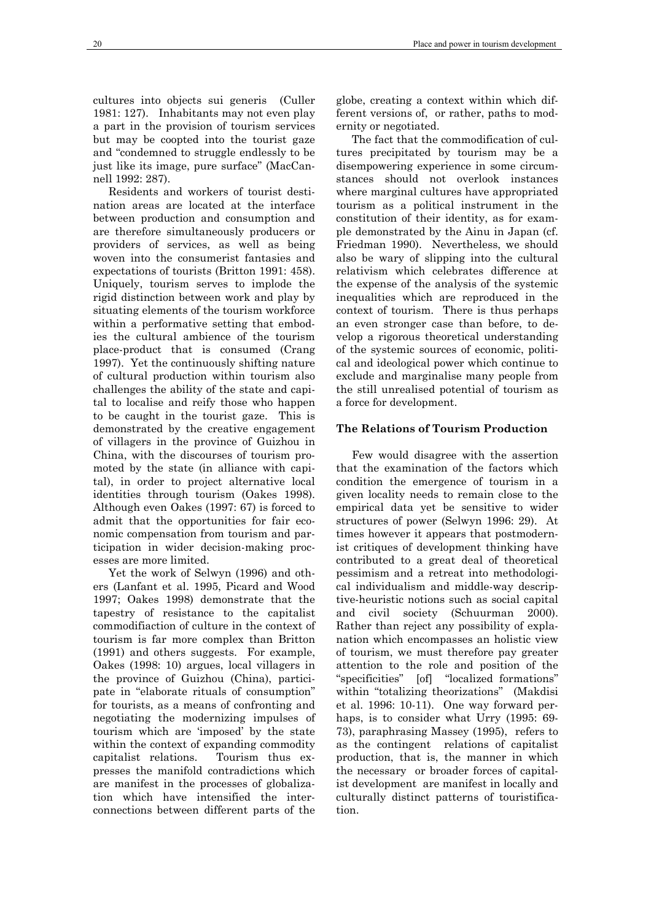cultures into objects sui generis (Culler 1981: 127). Inhabitants may not even play a part in the provision of tourism services but may be coopted into the tourist gaze and "condemned to struggle endlessly to be just like its image, pure surface" (MacCannell 1992: 287).

Residents and workers of tourist destination areas are located at the interface between production and consumption and are therefore simultaneously producers or providers of services, as well as being woven into the consumerist fantasies and expectations of tourists (Britton 1991: 458). Uniquely, tourism serves to implode the rigid distinction between work and play by situating elements of the tourism workforce within a performative setting that embodies the cultural ambience of the tourism place-product that is consumed (Crang 1997). Yet the continuously shifting nature of cultural production within tourism also challenges the ability of the state and capital to localise and reify those who happen to be caught in the tourist gaze. This is demonstrated by the creative engagement of villagers in the province of Guizhou in China, with the discourses of tourism promoted by the state (in alliance with capital), in order to project alternative local identities through tourism (Oakes 1998). Although even Oakes (1997: 67) is forced to admit that the opportunities for fair economic compensation from tourism and participation in wider decision-making processes are more limited.

Yet the work of Selwyn (1996) and others (Lanfant et al. 1995, Picard and Wood 1997; Oakes 1998) demonstrate that the tapestry of resistance to the capitalist commodifiaction of culture in the context of tourism is far more complex than Britton (1991) and others suggests. For example, Oakes (1998: 10) argues, local villagers in the province of Guizhou (China), participate in "elaborate rituals of consumption" for tourists, as a means of confronting and negotiating the modernizing impulses of tourism which are 'imposed' by the state within the context of expanding commodity capitalist relations. Tourism thus expresses the manifold contradictions which are manifest in the processes of globalization which have intensified the interconnections between different parts of the globe, creating a context within which different versions of, or rather, paths to modernity or negotiated.

The fact that the commodification of cultures precipitated by tourism may be a disempowering experience in some circumstances should not overlook instances where marginal cultures have appropriated tourism as a political instrument in the constitution of their identity, as for example demonstrated by the Ainu in Japan (cf. Friedman 1990). Nevertheless, we should also be wary of slipping into the cultural relativism which celebrates difference at the expense of the analysis of the systemic inequalities which are reproduced in the context of tourism. There is thus perhaps an even stronger case than before, to develop a rigorous theoretical understanding of the systemic sources of economic, political and ideological power which continue to exclude and marginalise many people from the still unrealised potential of tourism as a force for development.

## The Relations of Tourism Production

Few would disagree with the assertion that the examination of the factors which condition the emergence of tourism in a given locality needs to remain close to the empirical data yet be sensitive to wider structures of power (Selwyn 1996: 29). At times however it appears that postmodernist critiques of development thinking have contributed to a great deal of theoretical pessimism and a retreat into methodological individualism and middle-way descriptive-heuristic notions such as social capital and civil society (Schuurman 2000). Rather than reject any possibility of explanation which encompasses an holistic view of tourism, we must therefore pay greater attention to the role and position of the "specificities" [of] "localized formations" within "totalizing theorizations" (Makdisi et al. 1996: 10-11). One way forward perhaps, is to consider what Urry (1995: 69-73), paraphrasing Massey (1995), refers to as the contingent relations of capitalist production, that is, the manner in which the necessary or broader forces of capitalist development are manifest in locally and culturally distinct patterns of touristification.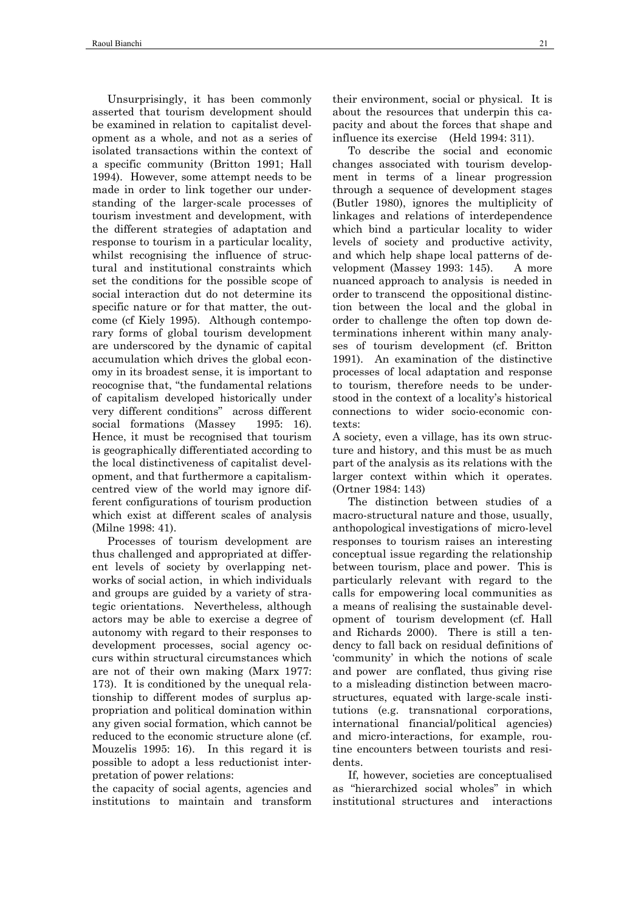Unsurprisingly, it has been commonly asserted that tourism development should be examined in relation to capitalist development as a whole, and not as a series of isolated transactions within the context of a specific community (Britton 1991; Hall 1994). However, some attempt needs to be made in order to link together our understanding of the larger-scale processes of tourism investment and development, with the different strategies of adaptation and response to tourism in a particular locality, whilst recognising the influence of structural and institutional constraints which set the conditions for the possible scope of social interaction dut do not determine its specific nature or for that matter, the outcome (cf Kiely 1995). Although contemporary forms of global tourism development are underscored by the dynamic of capital accumulation which drives the global economy in its broadest sense, it is important to reocognise that, "the fundamental relations of capitalism developed historically under very different conditions" across different social formations (Massey 1995: 16). Hence, it must be recognised that tourism is geographically differentiated according to the local distinctiveness of capitalist development, and that furthermore a capitalism-centred view of the world may ignore different configurations of tourism production which exist at different scales of analysis (Milne 1998: 41).

Processes of tourism development are thus challenged and appropriated at different levels of society by overlapping networks of social action, in which individuals and groups are guided by a variety of strategic orientations. Nevertheless, although actors may be able to exercise a degree of autonomy with regard to their responses to development processes, social agency occurs within structural circumstances which are not of their own making (Marx 1977: 173). It is conditioned by the unequal relationship to different modes of surplus appropriation and political domination within any given social formation, which cannot be reduced to the economic structure alone (cf. Mouzelis 1995: 16). In this regard it is possible to adopt a less reductionist interpretation of power relations:

the capacity of social agents, agencies and institutions to maintain and transform their environment, social or physical. It is about the resources that underpin this capacity and about the forces that shape and influence its exercise (Held 1994: 311).

To describe the social and economic changes associated with tourism development in terms of a linear progression through a sequence of development stages (Butler 1980), ignores the multiplicity of linkages and relations of interdependence which bind a particular locality to wider levels of society and productive activity, and which help shape local patterns of development (Massey 1993: 145). A more nuanced approach to analysis is needed in order to transcend the oppositional distinction between the local and the global in order to challenge the often top down determinations inherent within many analyses of tourism development (cf. Britton 1991). An examination of the distinctive processes of local adaptation and response to tourism, therefore needs to be understood in the context of a locality's historical connections to wider socio-economic contexts:

A society, even a village, has its own structure and history, and this must be as much part of the analysis as its relations with the larger context within which it operates. (Ortner 1984: 143)

The distinction between studies of a macro-structural nature and those, usually, anthopological investigations of micro-level responses to tourism raises an interesting conceptual issue regarding the relationship between tourism, place and power. This is particularly relevant with regard to the calls for empowering local communities as a means of realising the sustainable development of tourism development (cf. Hall and Richards 2000). There is still a tendency to fall back on residual definitions of 'community' in which the notions of scale and power are conflated, thus giving rise to a misleading distinction between macro-structures, equated with large-scale institutions (e.g. transnational corporations, international financial/political agencies) and micro-interactions, for example, routine encounters between tourists and residents.

If, however, societies are conceptualised as "hierarchized social wholes" in which institutional structures and interactions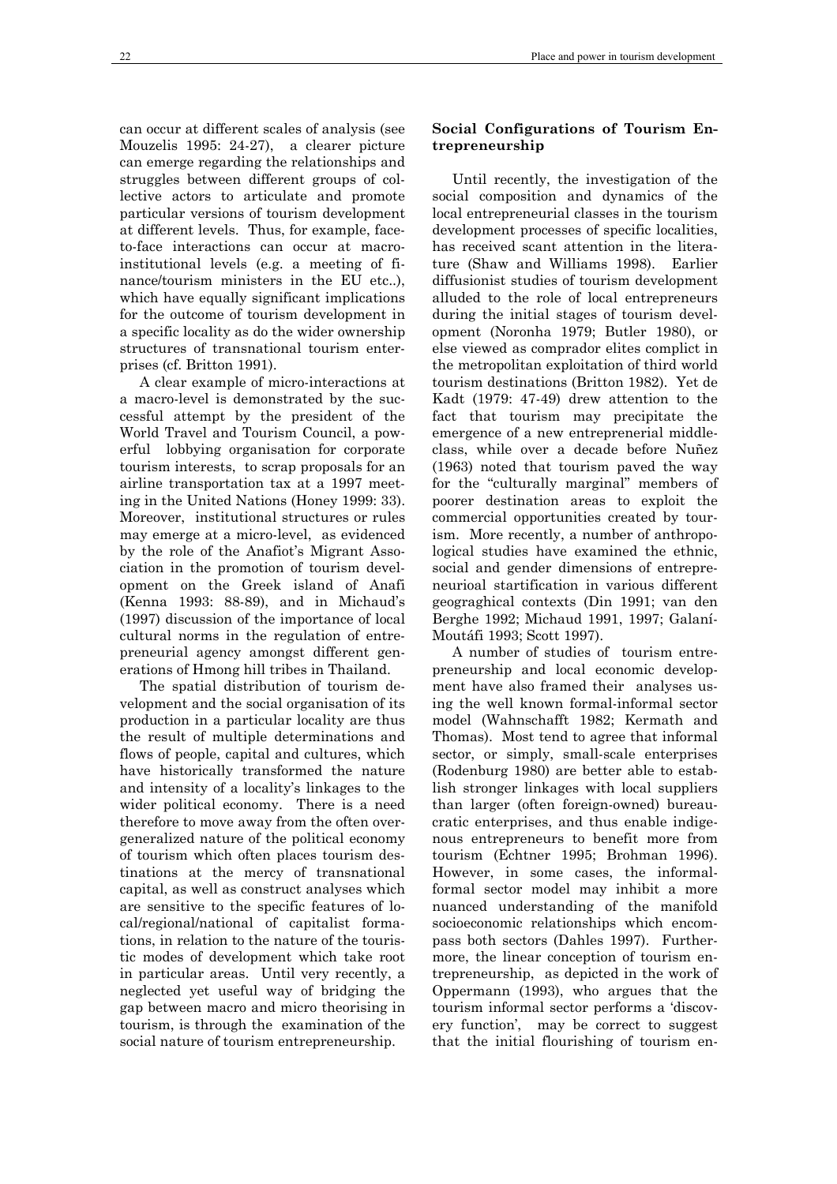can occur at different scales of analysis (see Mouzelis 1995: 24-27), a clearer picture can emerge regarding the relationships and struggles between different groups of collective actors to articulate and promote particular versions of tourism development at different levels. Thus, for example, face-to-face interactions can occur at macro-institutional levels (e.g. a meeting of finance/tourism ministers in the EU etc..), which have equally significant implications for the outcome of tourism development in a specific locality as do the wider ownership structures of transnational tourism enterprises (cf. Britton 1991).

A clear example of micro-interactions at a macro-level is demonstrated by the successful attempt by the president of the World Travel and Tourism Council, a powerful lobbying organisation for corporate tourism interests, to scrap proposals for an airline transportation tax at a 1997 meeting in the United Nations (Honey 1999: 33). Moreover, institutional structures or rules may emerge at a micro-level, as evidenced by the role of the Anafiot's Migrant Association in the promotion of tourism development on the Greek island of Anafi (Kenna 1993: 88-89), and in Michaud's (1997) discussion of the importance of local cultural norms in the regulation of entrepreneurial agency amongst different generations of Hmong hill tribes in Thailand.

The spatial distribution of tourism development and the social organisation of its production in a particular locality are thus the result of multiple determinations and flows of people, capital and cultures, which have historically transformed the nature and intensity of a locality's linkages to the wider political economy. There is a need therefore to move away from the often over-generalized nature of the political economy of tourism which often places tourism destinations at the mercy of transnational capital, as well as construct analyses which are sensitive to the specific features of local/regional/national of capitalist formations, in relation to the nature of the touristic modes of development which take root in particular areas. Until very recently, a neglected yet useful way of bridging the gap between macro and micro theorising in tourism, is through the examination of the social nature of tourism entrepreneurship.

## Social Configurations of Tourism Entrepreneurship

Until recently, the investigation of the social composition and dynamics of the local entrepreneurial classes in the tourism development processes of specific localities, has received scant attention in the literature (Shaw and Williams 1998). Earlier diffusionist studies of tourism development alluded to the role of local entrepreneurs during the initial stages of tourism development (Noronha 1979; Butler 1980), or else viewed as comprador elites complict in the metropolitan exploitation of third world tourism destinations (Britton 1982). Yet de Kadt (1979: 47-49) drew attention to the fact that tourism may precipitate the emergence of a new entreprenerial middle-class, while over a decade before Nuñez (1963) noted that tourism paved the way for the "culturally marginal" members of poorer destination areas to exploit the commercial opportunities created by tourism. More recently, a number of anthropological studies have examined the ethnic, social and gender dimensions of entrepreneurioal startification in various different geograghical contexts (Din 1991; van den Berghe 1992; Michaud 1991, 1997; Galaní-Moutáfi 1993; Scott 1997).

A number of studies of tourism entrepreneurship and local economic development have also framed their analyses using the well known formal-informal sector model (Wahnschafft 1982; Kermath and Thomas). Most tend to agree that informal sector, or simply, small-scale enterprises (Rodenburg 1980) are better able to establish stronger linkages with local suppliers than larger (often foreign-owned) bureaucratic enterprises, and thus enable indigenous entrepreneurs to benefit more from tourism (Echtner 1995; Brohman 1996). However, in some cases, the informal-formal sector model may inhibit a more nuanced understanding of the manifold socioeconomic relationships which encompass both sectors (Dahles 1997). Furthermore, the linear conception of tourism entrepreneurship, as depicted in the work of Oppermann (1993), who argues that the tourism informal sector performs a 'discovery function', may be correct to suggest that the initial flourishing of tourism en-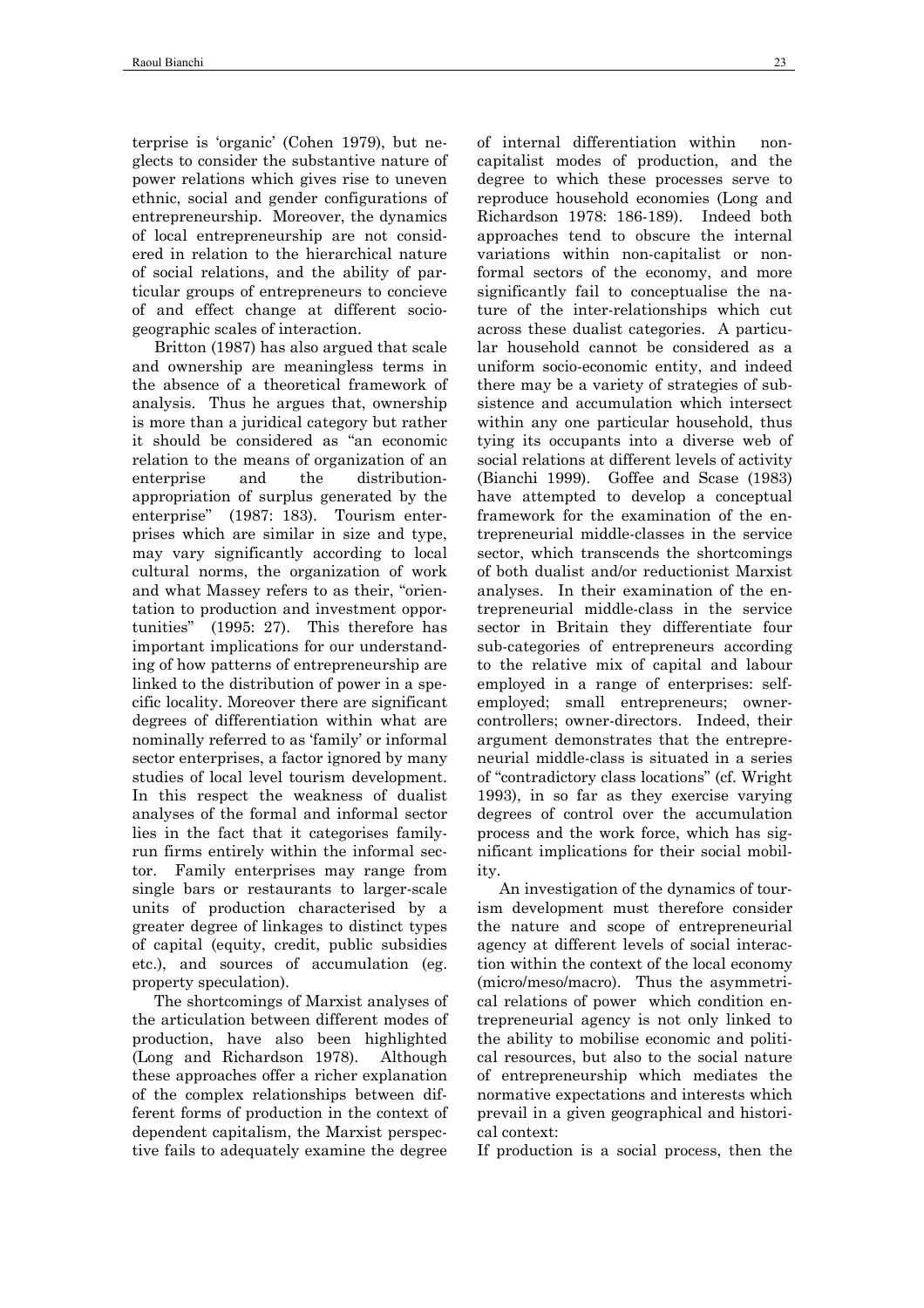terprise is 'organic' (Cohen 1979), but neglects to consider the substantive nature of power relations which gives rise to uneven ethnic, social and gender configurations of entrepreneurship. Moreover, the dynamics of local entrepreneurship are not considered in relation to the hierarchical nature of social relations, and the ability of particular groups of entrepreneurs to concieve of and effect change at different socio-geographic scales of interaction.

Britton (1987) has also argued that scale and ownership are meaningless terms in the absence of a theoretical framework of analysis. Thus he argues that, ownership is more than a juridical category but rather it should be considered as "an economic relation to the means of organization of an enterprise and the distribution-appropriation of surplus generated by the enterprise" (1987: 183). Tourism enterprises which are similar in size and type, may vary significantly according to local cultural norms, the organization of work and what Massey refers to as their, "orientation to production and investment opportunities" (1995: 27). This therefore has important implications for our understanding of how patterns of entrepreneurship are linked to the distribution of power in a specific locality. Moreover there are significant degrees of differentiation within what are nominally referred to as 'family' or informal sector enterprises, a factor ignored by many studies of local level tourism development. In this respect the weakness of dualist analyses of the formal and informal sector lies in the fact that it categorises family-run firms entirely within the informal sector. Family enterprises may range from single bars or restaurants to larger-scale units of production characterised by a greater degree of linkages to distinct types of capital (equity, credit, public subsidies etc.), and sources of accumulation (eg. property speculation).

The shortcomings of Marxist analyses of the articulation between different modes of production, have also been highlighted (Long and Richardson 1978). Although these approaches offer a richer explanation of the complex relationships between different forms of production in the context of dependent capitalism, the Marxist perspective fails to adequately examine the degree of internal differentiation within non-capitalist modes of production, and the degree to which these processes serve to reproduce household economies (Long and Richardson 1978: 186-189). Indeed both approaches tend to obscure the internal variations within non-capitalist or non-formal sectors of the economy, and more significantly fail to conceptualise the nature of the inter-relationships which cut across these dualist categories. A particular household cannot be considered as a uniform socio-economic entity, and indeed there may be a variety of strategies of subsistence and accumulation which intersect within any one particular household, thus tying its occupants into a diverse web of social relations at different levels of activity (Bianchi 1999). Goffee and Scase (1983) have attempted to develop a conceptual framework for the examination of the entrepreneurial middle-classes in the service sector, which transcends the shortcomings of both dualist and/or reductionist Marxist analyses. In their examination of the entrepreneurial middle-class in the service sector in Britain they differentiate four sub-categories of entrepreneurs according to the relative mix of capital and labour employed in a range of enterprises: self-employed; small entrepreneurs; owner-controllers; owner-directors. Indeed, their argument demonstrates that the entrepreneurial middle-class is situated in a series of "contradictory class locations" (cf. Wright 1993), in so far as they exercise varying degrees of control over the accumulation process and the work force, which has significant implications for their social mobility.

An investigation of the dynamics of tourism development must therefore consider the nature and scope of entrepreneurial agency at different levels of social interaction within the context of the local economy (micro/meso/macro). Thus the asymmetrical relations of power which condition entrepreneurial agency is not only linked to the ability to mobilise economic and political resources, but also to the social nature of entrepreneurship which mediates the normative expectations and interests which prevail in a given geographical and historical context:

If production is a social process, then the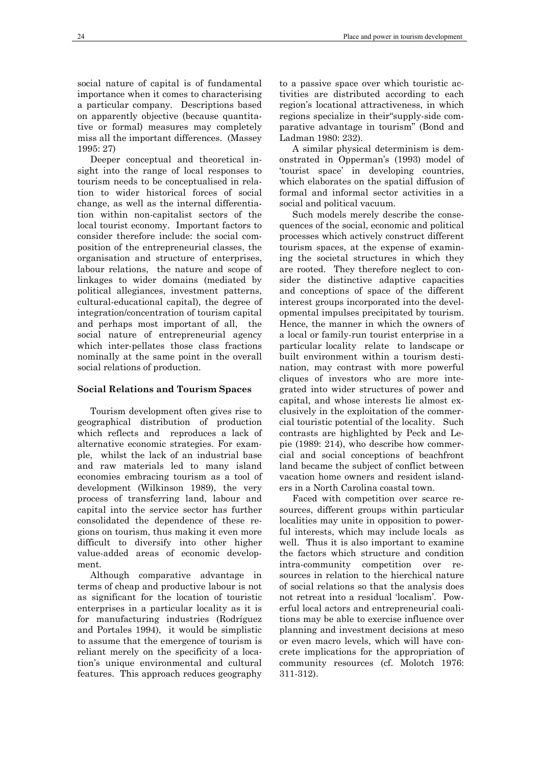social nature of capital is of fundamental importance when it comes to characterising a particular company. Descriptions based on apparently objective (because quantitative or formal) measures may completely miss all the important differences. (Massey 1995: 27)

Deeper conceptual and theoretical insight into the range of local responses to tourism needs to be conceptualised in relation to wider historical forces of social change, as well as the internal differentiation within non-capitalist sectors of the local tourist economy. Important factors to consider therefore include: the social composition of the entrepreneurial classes, the organisation and structure of enterprises, labour relations, the nature and scope of linkages to wider domains (mediated by political allegiances, investment patterns, cultural-educational capital), the degree of integration/concentration of tourism capital and perhaps most important of all, the social nature of entrepreneurial agency which inter-pellates those class fractions nominally at the same point in the overall social relations of production.

### Social Relations and Tourism Spaces

Tourism development often gives rise to geographical distribution of production which reflects and reproduces a lack of alternative economic strategies. For example, whilst the lack of an industrial base and raw materials led to many island economies embracing tourism as a tool of development (Wilkinson 1989), the very process of transferring land, labour and capital into the service sector has further consolidated the dependence of these regions on tourism, thus making it even more difficult to diversify into other higher value-added areas of economic development.

Although comparative advantage in terms of cheap and productive labour is not as significant for the location of touristic enterprises in a particular locality as it is for manufacturing industries (Rodríguez and Portales 1994), it would be simplistic to assume that the emergence of tourism is reliant merely on the specificity of a location's unique environmental and cultural features. This approach reduces geography to a passive space over which touristic activities are distributed according to each region's locational attractiveness, in which regions specialize in their"supply-side comparative advantage in tourism" (Bond and Ladman 1980: 232).

A similar physical determinism is demonstrated in Opperman's (1993) model of 'tourist space' in developing countries, which elaborates on the spatial diffusion of formal and informal sector activities in a social and political vacuum.

Such models merely describe the consequences of the social, economic and political processes which actively construct different tourism spaces, at the expense of examining the societal structures in which they are rooted. They therefore neglect to consider the distinctive adaptive capacities and conceptions of space of the different interest groups incorporated into the developmental impulses precipitated by tourism. Hence, the manner in which the owners of a local or family-run tourist enterprise in a particular locality relate to landscape or built environment within a tourism destination, may contrast with more powerful cliques of investors who are more integrated into wider structures of power and capital, and whose interests lie almost exclusively in the exploitation of the commercial touristic potential of the locality. Such contrasts are highlighted by Peck and Lepie (1989: 214), who describe how commercial and social conceptions of beachfront land became the subject of conflict between vacation home owners and resident islanders in a North Carolina coastal town.

Faced with competition over scarce resources, different groups within particular localities may unite in opposition to powerful interests, which may include locals as well. Thus it is also important to examine the factors which structure and condition intra-community competition over resources in relation to the hierchical nature of social relations so that the analysis does not retreat into a residual 'localism'. Powerful local actors and entrepreneurial coalitions may be able to exercise influence over planning and investment decisions at meso or even macro levels, which will have concrete implications for the appropriation of community resources (cf. Molotch 1976: 311-312).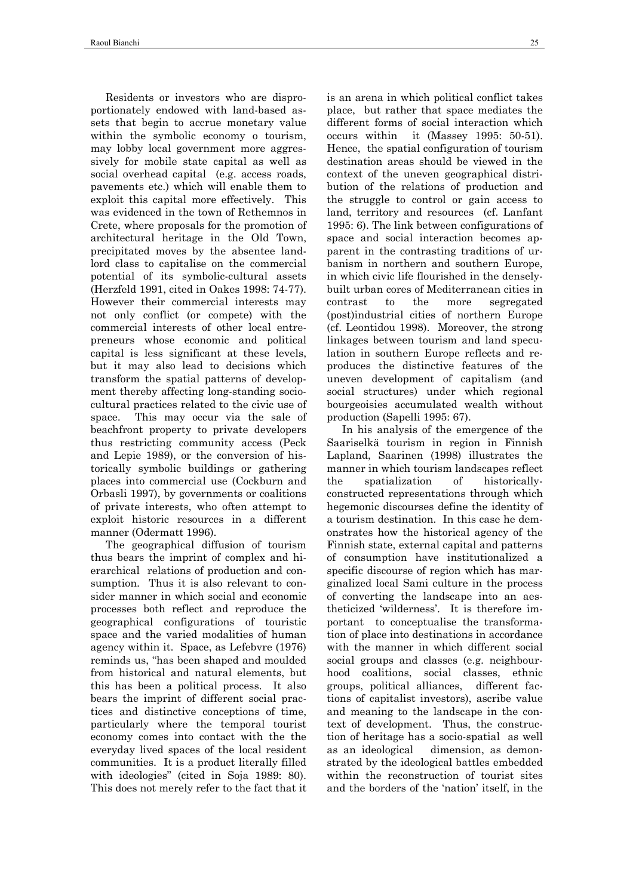Residents or investors who are disproportionately endowed with land-based assets that begin to accrue monetary value within the symbolic economy o tourism, may lobby local government more aggressively for mobile state capital as well as social overhead capital (e.g. access roads, pavements etc.) which will enable them to exploit this capital more effectively. This was evidenced in the town of Rethemnos in Crete, where proposals for the promotion of architectural heritage in the Old Town, precipitated moves by the absentee landlord class to capitalise on the commercial potential of its symbolic-cultural assets (Herzfeld 1991, cited in Oakes 1998: 74-77). However their commercial interests may not only conflict (or compete) with the commercial interests of other local entrepreneurs whose economic and political capital is less significant at these levels, but it may also lead to decisions which transform the spatial patterns of development thereby affecting long-standing sociocultural practices related to the civic use of space. This may occur via the sale of beachfront property to private developers thus restricting community access (Peck and Lepie 1989), or the conversion of historically symbolic buildings or gathering places into commercial use (Cockburn and Orbasli 1997), by governments or coalitions of private interests, who often attempt to exploit historic resources in a different manner (Odermatt 1996).

The geographical diffusion of tourism thus bears the imprint of complex and hierarchical relations of production and consumption. Thus it is also relevant to consider manner in which social and economic processes both reflect and reproduce the geographical configurations of touristic space and the varied modalities of human agency within it. Space, as Lefebvre (1976) reminds us, "has been shaped and moulded from historical and natural elements, but this has been a political process. It also bears the imprint of different social practices and distinctive conceptions of time, particularly where the temporal tourist economy comes into contact with the the everyday lived spaces of the local resident communities. It is a product literally filled with ideologies" (cited in Soja 1989: 80). This does not merely refer to the fact that it is an arena in which political conflict takes place, but rather that space mediates the different forms of social interaction which occurs within it (Massey 1995: 50-51). Hence, the spatial configuration of tourism destination areas should be viewed in the context of the uneven geographical distribution of the relations of production and the struggle to control or gain access to land, territory and resources (cf. Lanfant 1995: 6). The link between configurations of space and social interaction becomes apparent in the contrasting traditions of urbanism in northern and southern Europe, in which civic life flourished in the densely-built urban cores of Mediterranean cities in contrast to the more segregated (post)industrial cities of northern Europe (cf. Leontidou 1998). Moreover, the strong linkages between tourism and land speculation in southern Europe reflects and reproduces the distinctive features of the uneven development of capitalism (and social structures) under which regional bourgeoisies accumulated wealth without production (Sapelli 1995: 67).

In his analysis of the emergence of the Saariselkä tourism in region in Finnish Lapland, Saarinen (1998) illustrates the manner in which tourism landscapes reflect the spatialization of historically-constructed representations through which hegemonic discourses define the identity of a tourism destination. In this case he demonstrates how the historical agency of the Finnish state, external capital and patterns of consumption have institutionalized a specific discourse of region which has marginalized local Sami culture in the process of converting the landscape into an aestheticized 'wilderness'. It is therefore important to conceptualise the transformation of place into destinations in accordance with the manner in which different social social groups and classes (e.g. neighbourhood coalitions, social classes, ethnic groups, political alliances, different factions of capitalist investors), ascribe value and meaning to the landscape in the context of development. Thus, the construction of heritage has a socio-spatial as well as an ideological dimension, as demonstrated by the ideological battles embedded within the reconstruction of tourist sites and the borders of the 'nation' itself, in the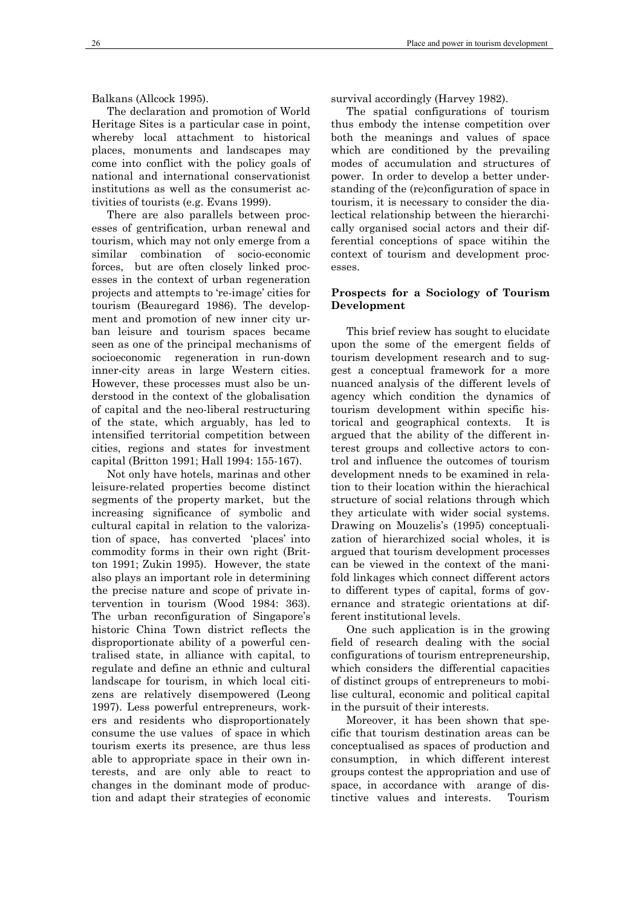Balkans (Allcock 1995).

The declaration and promotion of World Heritage Sites is a particular case in point, whereby local attachment to historical places, monuments and landscapes may come into conflict with the policy goals of national and international conservationist institutions as well as the consumerist activities of tourists (e.g. Evans 1999).

There are also parallels between processes of gentrification, urban renewal and tourism, which may not only emerge from a similar combination of socio-economic forces, but are often closely linked processes in the context of urban regeneration projects and attempts to 're-image' cities for tourism (Beauregard 1986). The development and promotion of new inner city urban leisure and tourism spaces became seen as one of the principal mechanisms of socioeconomic regeneration in run-down inner-city areas in large Western cities. However, these processes must also be understood in the context of the globalisation of capital and the neo-liberal restructuring of the state, which arguably, has led to intensified territorial competition between cities, regions and states for investment capital (Britton 1991; Hall 1994: 155-167).

Not only have hotels, marinas and other leisure-related properties become distinct segments of the property market, but the increasing significance of symbolic and cultural capital in relation to the valorization of space, has converted 'places' into commodity forms in their own right (Britton 1991; Zukin 1995). However, the state also plays an important role in determining the precise nature and scope of private intervention in tourism (Wood 1984: 363). The urban reconfiguration of Singapore's historic China Town district reflects the disproportionate ability of a powerful centralised state, in alliance with capital, to regulate and define an ethnic and cultural landscape for tourism, in which local citizens are relatively disempowered (Leong 1997). Less powerful entrepreneurs, workers and residents who disproportionately consume the use values of space in which tourism exerts its presence, are thus less able to appropriate space in their own interests, and are only able to react to changes in the dominant mode of production and adapt their strategies of economic survival accordingly (Harvey 1982).

The spatial configurations of tourism thus embody the intense competition over both the meanings and values of space which are conditioned by the prevailing modes of accumulation and structures of power. In order to develop a better understanding of the (re)configuration of space in tourism, it is necessary to consider the dialectical relationship between the hierarchically organised social actors and their differential conceptions of space witihin the context of tourism and development processes.

## Prospects for a Sociology of Tourism Development

This brief review has sought to elucidate upon the some of the emergent fields of tourism development research and to suggest a conceptual framework for a more nuanced analysis of the different levels of agency which condition the dynamics of tourism development within specific historical and geographical contexts. It is argued that the ability of the different interest groups and collective actors to control and influence the outcomes of tourism development nneds to be examined in relation to their location within the hierachical structure of social relations through which they articulate with wider social systems. Drawing on Mouzelis's (1995) conceptualization of hierarchized social wholes, it is argued that tourism development processes can be viewed in the context of the manifold linkages which connect different actors to different types of capital, forms of governance and strategic orientations at different institutional levels.

One such application is in the growing field of research dealing with the social configurations of tourism entrepreneurship, which considers the differential capacities of distinct groups of entrepreneurs to mobilise cultural, economic and political capital in the pursuit of their interests.

Moreover, it has been shown that specific that tourism destination areas can be conceptualised as spaces of production and consumption, in which different interest groups contest the appropriation and use of space, in accordance with arange of distinctive values and interests. Tourism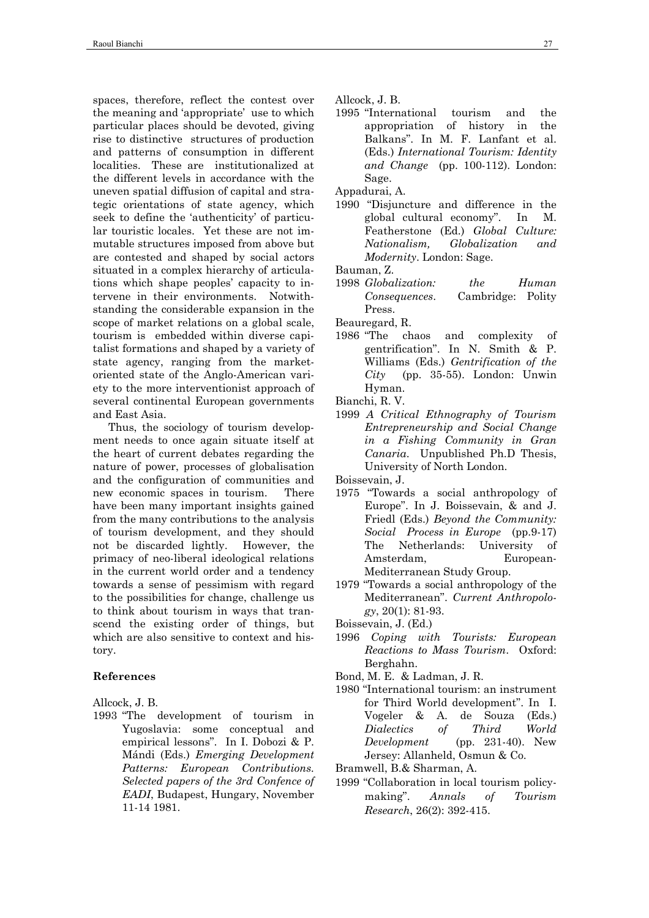spaces, therefore, reflect the contest over the meaning and 'appropriate' use to which particular places should be devoted, giving rise to distinctive structures of production and patterns of consumption in different localities. These are institutionalized at the different levels in accordance with the uneven spatial diffusion of capital and strategic orientations of state agency, which seek to define the 'authenticity' of particular touristic locales. Yet these are not immutable structures imposed from above but are contested and shaped by social actors situated in a complex hierarchy of articulations which shape peoples' capacity to intervene in their environments. Notwithstanding the considerable expansion in the scope of market relations on a global scale, tourism is embedded within diverse capitalist formations and shaped by a variety of state agency, ranging from the market-oriented state of the Anglo-American variety to the more interventionist approach of several continental European governments and East Asia.

Thus, the sociology of tourism development needs to once again situate itself at the heart of current debates regarding the nature of power, processes of globalisation and the configuration of communities and new economic spaces in tourism. There have been many important insights gained from the many contributions to the analysis of tourism development, and they should not be discarded lightly. However, the primacy of neo-liberal ideological relations in the current world order and a tendency towards a sense of pessimism with regard to the possibilities for change, challenge us to think about tourism in ways that transcend the existing order of things, but which are also sensitive to context and history.

## References

Allcock, J. B.

1993 "The development of tourism in Yugoslavia: some conceptual and empirical lessons". In I. Dobozi & P. Mándi (Eds.) *Emerging Development Patterns: European Contributions. Selected papers of the 3rd Confence of EADI*, Budapest, Hungary, November 11-14 1981.

Allcock, J. B.

1995 "International tourism and the appropriation of history in the Balkans". In M. F. Lanfant et al. (Eds.) *International Tourism: Identity and Change* (pp. 100-112). London: Sage.

Appadurai, A.

1990 "Disjuncture and difference in the global cultural economy". In M. Featherstone (Ed.) *Global Culture: Nationalism, Globalization and Modernity*. London: Sage.

Bauman, Z.

1998 *Globalization: the Human Consequences*. Cambridge: Polity Press.

Beauregard, R.

1986 "The chaos and complexity of gentrification". In N. Smith & P. Williams (Eds.) *Gentrification of the City* (pp. 35-55). London: Unwin Hyman.

Bianchi, R. V.

1999 *A Critical Ethnography of Tourism Entrepreneurship and Social Change in a Fishing Community in Gran Canaria*. Unpublished Ph.D Thesis, University of North London.

Boissevain, J.

1975 "Towards a social anthropology of Europe". In J. Boissevain, & and J. Friedl (Eds.) *Beyond the Community: Social Process in Europe* (pp.9-17) The Netherlands: University of Amsterdam, European-Mediterranean Study Group.

1979 "Towards a social anthropology of the Mediterranean". *Current Anthropology*, 20(1): 81-93.

Boissevain, J. (Ed.)

1996 *Coping with Tourists: European Reactions to Mass Tourism*. Oxford: Berghahn.

Bond, M. E. & Ladman, J. R.

1980 "International tourism: an instrument for Third World development". In I. Vogeler & A. de Souza (Eds.) *Dialectics of Third World Development* (pp. 231-40). New Jersey: Allanheld, Osmun & Co.

Bramwell, B.& Sharman, A.

1999 "Collaboration in local tourism policy-making". *Annals of Tourism Research*, 26(2): 392-415.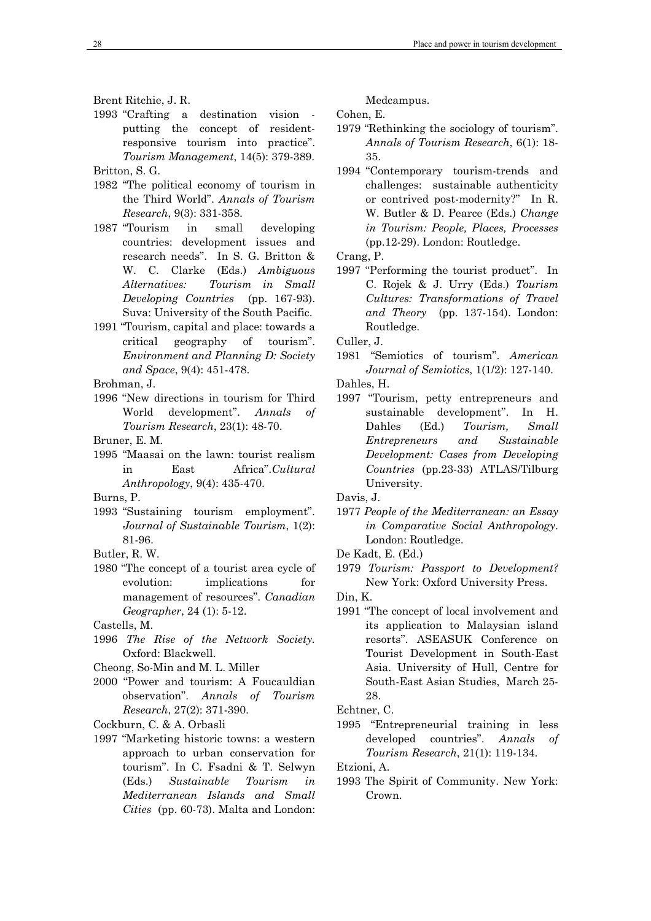Brent Ritchie, J. R.

1993 "Crafting a destination vision - putting the concept of resident-responsive tourism into practice". *Tourism Management*, 14(5): 379-389.

Britton, S. G.

1982 "The political economy of tourism in the Third World". *Annals of Tourism Research*, 9(3): 331-358.

1987 "Tourism in small developing countries: development issues and research needs". In S. G. Britton & W. C. Clarke (Eds.) *Ambiguous Alternatives: Tourism in Small Developing Countries* (pp. 167-93). Suva: University of the South Pacific.

1991 "Tourism, capital and place: towards a critical geography of tourism". *Environment and Planning D: Society and Space*, 9(4): 451-478.

Brohman, J.

1996 "New directions in tourism for Third World development". *Annals of Tourism Research*, 23(1): 48-70.

Bruner, E. M.

1995 "Maasai on the lawn: tourist realism in East Africa".*Cultural Anthropology*, 9(4): 435-470.

Burns, P.

1993 "Sustaining tourism employment". *Journal of Sustainable Tourism*, 1(2): 81-96.

Butler, R. W.

1980 "The concept of a tourist area cycle of evolution: implications for management of resources". *Canadian Geographer*, 24 (1): 5-12.

Castells, M.

1996 *The Rise of the Network Society.* Oxford: Blackwell.

Cheong, So-Min and M. L. Miller

2000 "Power and tourism: A Foucauldian observation". *Annals of Tourism Research*, 27(2): 371-390.

Cockburn, C. & A. Orbasli

1997 "Marketing historic towns: a western approach to urban conservation for tourism". In C. Fsadni & T. Selwyn (Eds.) *Sustainable Tourism in Mediterranean Islands and Small Cities* (pp. 60-73). Malta and London: Medcampus.

Cohen, E.

1979 "Rethinking the sociology of tourism". *Annals of Tourism Research*, 6(1): 18-35.

1994 "Contemporary tourism-trends and challenges: sustainable authenticity or contrived post-modernity?" In R. W. Butler & D. Pearce (Eds.) *Change in Tourism: People, Places, Processes* (pp.12-29). London: Routledge.

Crang, P.

1997 "Performing the tourist product". In C. Rojek & J. Urry (Eds.) *Tourism Cultures: Transformations of Travel and Theory* (pp. 137-154). London: Routledge.

Culler, J.

1981 "Semiotics of tourism". *American Journal of Semiotics*, 1(1/2): 127-140.

Dahles, H.

1997 "Tourism, petty entrepreneurs and sustainable development". In H. Dahles (Ed.) *Tourism, Small Entrepreneurs and Sustainable Development: Cases from Developing Countries* (pp.23-33) ATLAS/Tilburg University.

Davis, J.

1977 *People of the Mediterranean: an Essay in Comparative Social Anthropology*. London: Routledge.

De Kadt, E. (Ed.)

1979 *Tourism: Passport to Development?* New York: Oxford University Press.

Din, K.

1991 "The concept of local involvement and its application to Malaysian island resorts". ASEASUK Conference on Tourist Development in South-East Asia. University of Hull, Centre for South-East Asian Studies, March 25-28.

Echtner, C.

1995 "Entrepreneurial training in less developed countries". *Annals of Tourism Research*, 21(1): 119-134.

Etzioni, A.

1993 The Spirit of Community. New York: Crown.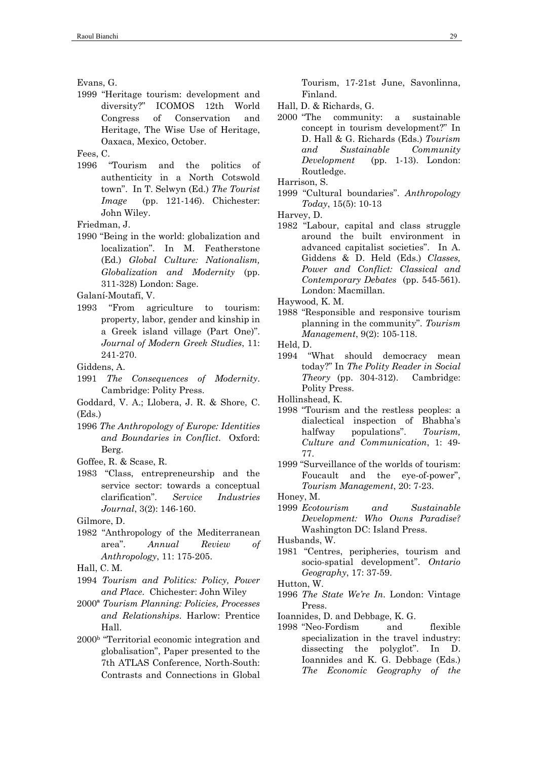Evans, G.

1999 "Heritage tourism: development and diversity?" ICOMOS 12th World Congress of Conservation and Heritage, The Wise Use of Heritage, Oaxaca, Mexico, October.

Fees, C.

1996 "Tourism and the politics of authenticity in a North Cotswold town". In T. Selwyn (Ed.) *The Tourist Image* (pp. 121-146). Chichester: John Wiley.

Friedman, J.

1990 "Being in the world: globalization and localization". In M. Featherstone (Ed.) *Global Culture: Nationalism, Globalization and Modernity* (pp. 311-328) London: Sage.

Galaní-Moutafí, V.

1993 "From agriculture to tourism: property, labor, gender and kinship in a Greek island village (Part One)". *Journal of Modern Greek Studies*, 11: 241-270.

Giddens, A.

1991 *The Consequences of Modernity*. Cambridge: Polity Press.

Goddard, V. A.; Llobera, J. R. & Shore, C. (Eds.)

1996 *The Anthropology of Europe: Identities and Boundaries in Conflict*. Oxford: Berg.

Goffee, R. & Scase, R.

1983 "Class, entrepreneurship and the service sector: towards a conceptual clarification". *Service Industries Journal*, 3(2): 146-160.

Gilmore, D.

1982 "Anthropology of the Mediterranean area". *Annual Review of Anthropology*, 11: 175-205.

Hall, C. M.

1994 *Tourism and Politics: Policy, Power and Place*. Chichester: John Wiley

2000[a] *Tourism Planning: Policies, Processes and Relationships*. Harlow: Prentice Hall.

2000[b] "Territorial economic integration and globalisation", Paper presented to the 7th ATLAS Conference, North-South: Contrasts and Connections in Global Tourism, 17-21st June, Savonlinna, Finland.

Hall, D. & Richards, G.

2000 "The community: a sustainable concept in tourism development?" In D. Hall & G. Richards (Eds.) *Tourism and Sustainable Community Development* (pp. 1-13). London: Routledge.

Harrison, S.

1999 "Cultural boundaries". *Anthropology Today*, 15(5): 10-13

Harvey, D.

1982 "Labour, capital and class struggle around the built environment in advanced capitalist societies". In A. Giddens & D. Held (Eds.) *Classes, Power and Conflict: Classical and Contemporary Debates* (pp. 545-561). London: Macmillan.

Haywood, K. M.

1988 "Responsible and responsive tourism planning in the community". *Tourism Management*, 9(2): 105-118.

Held, D.

1994 "What should democracy mean today?" In *The Polity Reader in Social Theory* (pp. 304-312). Cambridge: Polity Press.

Hollinshead, K.

1998 "Tourism and the restless peoples: a dialectical inspection of Bhabha's halfway populations". *Tourism, Culture and Communication*, 1: 49-77.

1999 "Surveillance of the worlds of tourism: Foucault and the eye-of-power", *Tourism Management*, 20: 7-23.

Honey, M.

1999 *Ecotourism and Sustainable Development: Who Owns Paradise?* Washington DC: Island Press.

Husbands, W.

1981 "Centres, peripheries, tourism and socio-spatial development". *Ontario Geography*, 17: 37-59.

Hutton, W.

1996 *The State We're In*. London: Vintage Press.

Ioannides, D. and Debbage, K. G.

1998 "Neo-Fordism and flexible specialization in the travel industry: dissecting the polyglot". In D. Ioannides and K. G. Debbage (Eds.) *The Economic Geography of the*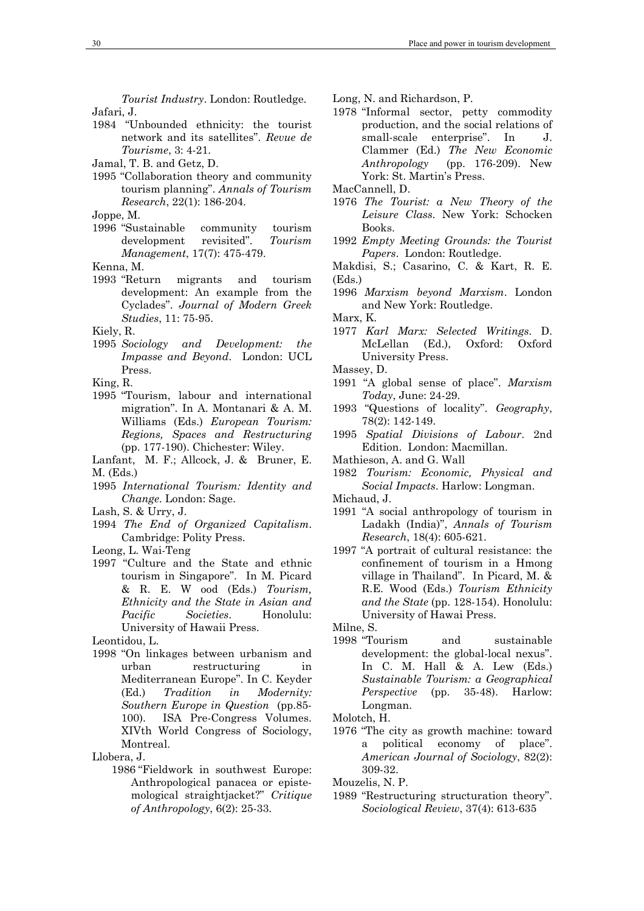*Tourist Industry*. London: Routledge.

Jafari, J.

1984 "Unbounded ethnicity: the tourist network and its satellites". *Revue de Tourisme*, 3: 4-21.

Jamal, T. B. and Getz, D.

1995 "Collaboration theory and community tourism planning". *Annals of Tourism Research*, 22(1): 186-204.

Joppe, M.

1996 "Sustainable community tourism development revisited". *Tourism Management*, 17(7): 475-479.

Kenna, M.

1993 "Return migrants and tourism development: An example from the Cyclades". *Journal of Modern Greek Studies*, 11: 75-95.

Kiely, R.

1995 *Sociology and Development: the Impasse and Beyond*. London: UCL Press.

King, R.

1995 "Tourism, labour and international migration". In A. Montanari & A. M. Williams (Eds.) *European Tourism: Regions, Spaces and Restructuring* (pp. 177-190). Chichester: Wiley.

Lanfant, M. F.; Allcock, J. & Bruner, E. M. (Eds.)

1995 *International Tourism: Identity and Change*. London: Sage.

Lash, S. & Urry, J.

1994 *The End of Organized Capitalism*. Cambridge: Polity Press.

Leong, L. Wai-Teng

1997 "Culture and the State and ethnic tourism in Singapore". In M. Picard & R. E. W ood (Eds.) *Tourism, Ethnicity and the State in Asian and Pacific Societies*. Honolulu: University of Hawaii Press.

Leontidou, L.

1998 "On linkages between urbanism and urban restructuring in Mediterranean Europe". In C. Keyder (Ed.) *Tradition in Modernity: Southern Europe in Question* (pp.85-100). ISA Pre-Congress Volumes. XIVth World Congress of Sociology, Montreal.

Llobera, J.

1986 "Fieldwork in southwest Europe: Anthropological panacea or epistemological straightjacket?" *Critique of Anthropology*, 6(2): 25-33.

Long, N. and Richardson, P.

1978 "Informal sector, petty commodity production, and the social relations of small-scale enterprise". In J. Clammer (Ed.) *The New Economic Anthropology* (pp. 176-209). New York: St. Martin's Press.

MacCannell, D.

1976 *The Tourist: a New Theory of the Leisure Class*. New York: Schocken Books.

1992 *Empty Meeting Grounds: the Tourist Papers*. London: Routledge.

Makdisi, S.; Casarino, C. & Kart, R. E. (Eds.)

1996 *Marxism beyond Marxism*. London and New York: Routledge.

Marx, K.

1977 *Karl Marx: Selected Writings*. D. McLellan (Ed.), Oxford: Oxford University Press.

Massey, D.

1991 "A global sense of place". *Marxism Today*, June: 24-29.

1993 "Questions of locality". *Geography*, 78(2): 142-149.

1995 *Spatial Divisions of Labour*. 2nd Edition. London: Macmillan.

Mathieson, A. and G. Wall

1982 *Tourism: Economic, Physical and Social Impacts*. Harlow: Longman.

Michaud, J.

1991 "A social anthropology of tourism in Ladakh (India)", *Annals of Tourism Research*, 18(4): 605-621.

1997 "A portrait of cultural resistance: the confinement of tourism in a Hmong village in Thailand". In Picard, M. & R.E. Wood (Eds.) *Tourism Ethnicity and the State* (pp. 128-154). Honolulu: University of Hawai Press.

Milne, S.

1998 "Tourism and sustainable development: the global-local nexus". In C. M. Hall & A. Lew (Eds.) *Sustainable Tourism: a Geographical Perspective* (pp. 35-48). Harlow: Longman.

Molotch, H.

1976 "The city as growth machine: toward a political economy of place". *American Journal of Sociology*, 82(2): 309-32.

Mouzelis, N. P.

1989 "Restructuring structuration theory". *Sociological Review*, 37(4): 613-635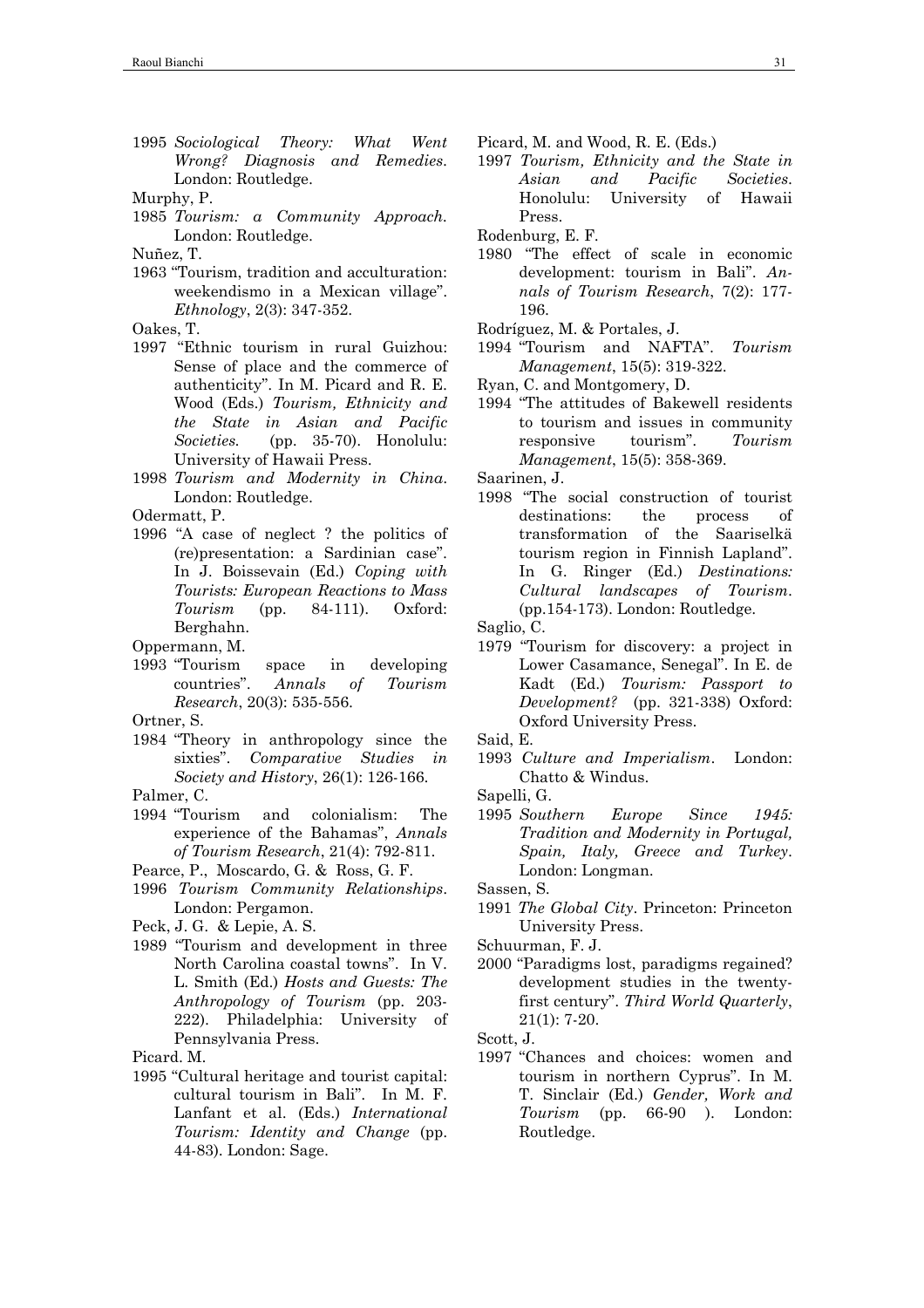1995 *Sociological Theory: What Went Wrong? Diagnosis and Remedies*. London: Routledge.

Murphy, P.

1985 *Tourism: a Community Approach*. London: Routledge.

Nuñez, T.

1963 "Tourism, tradition and acculturation: weekendismo in a Mexican village". *Ethnology*, 2(3): 347-352.

Oakes, T.

1997 "Ethnic tourism in rural Guizhou: Sense of place and the commerce of authenticity". In M. Picard and R. E. Wood (Eds.) *Tourism, Ethnicity and the State in Asian and Pacific Societies.* (pp. 35-70). Honolulu: University of Hawaii Press.

1998 *Tourism and Modernity in China*. London: Routledge.

Odermatt, P.

1996 "A case of neglect ? the politics of (re)presentation: a Sardinian case". In J. Boissevain (Ed.) *Coping with Tourists: European Reactions to Mass Tourism* (pp. 84-111). Oxford: Berghahn.

Oppermann, M.

1993 "Tourism space in developing countries". *Annals of Tourism Research*, 20(3): 535-556.

Ortner, S.

1984 "Theory in anthropology since the sixties". *Comparative Studies in Society and History*, 26(1): 126-166.

Palmer, C.

1994 "Tourism and colonialism: The experience of the Bahamas", *Annals of Tourism Research*, 21(4): 792-811.

Pearce, P., Moscardo, G. & Ross, G. F.

1996 *Tourism Community Relationships*. London: Pergamon.

Peck, J. G. & Lepie, A. S.

1989 "Tourism and development in three North Carolina coastal towns". In V. L. Smith (Ed.) *Hosts and Guests: The Anthropology of Tourism* (pp. 203-222). Philadelphia: University of Pennsylvania Press.

Picard. M.

1995 "Cultural heritage and tourist capital: cultural tourism in Bali". In M. F. Lanfant et al. (Eds.) *International Tourism: Identity and Change* (pp. 44-83). London: Sage.

Picard, M. and Wood, R. E. (Eds.)

1997 *Tourism, Ethnicity and the State in Asian and Pacific Societies*. Honolulu: University of Hawaii Press.

Rodenburg, E. F.

1980 "The effect of scale in economic development: tourism in Bali". *Annals of Tourism Research*, 7(2): 177-196.

Rodríguez, M. & Portales, J.

1994 "Tourism and NAFTA". *Tourism Management*, 15(5): 319-322.

Ryan, C. and Montgomery, D.

1994 "The attitudes of Bakewell residents to tourism and issues in community responsive tourism". *Tourism Management*, 15(5): 358-369.

Saarinen, J.

1998 "The social construction of tourist destinations: the process of transformation of the Saariselkä tourism region in Finnish Lapland". In G. Ringer (Ed.) *Destinations: Cultural landscapes of Tourism*. (pp.154-173). London: Routledge.

Saglio, C.

1979 "Tourism for discovery: a project in Lower Casamance, Senegal". In E. de Kadt (Ed.) *Tourism: Passport to Development?* (pp. 321-338) Oxford: Oxford University Press.

Said, E.

1993 *Culture and Imperialism*. London: Chatto & Windus.

Sapelli, G.

1995 *Southern Europe Since 1945: Tradition and Modernity in Portugal, Spain, Italy, Greece and Turkey*. London: Longman.

Sassen, S.

1991 *The Global City*. Princeton: Princeton University Press.

Schuurman, F. J.

2000 "Paradigms lost, paradigms regained? development studies in the twenty-first century". *Third World Quarterly*, 21(1): 7-20.

Scott, J.

1997 "Chances and choices: women and tourism in northern Cyprus". In M. T. Sinclair (Ed.) *Gender, Work and Tourism* (pp. 66-90 ). London: Routledge.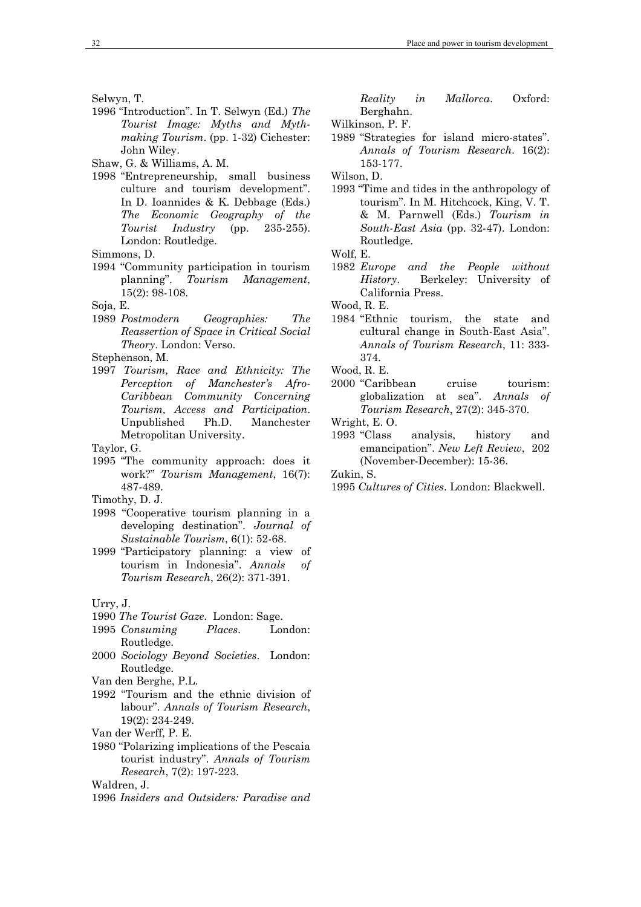Selwyn, T.

1996 "Introduction". In T. Selwyn (Ed.) *The Tourist Image: Myths and Myth-making Tourism*. (pp. 1-32) Cichester: John Wiley.

Shaw, G. & Williams, A. M.

1998 "Entrepreneurship, small business culture and tourism development". In D. Ioannides & K. Debbage (Eds.) *The Economic Geography of the Tourist Industry* (pp. 235-255). London: Routledge.

Simmons, D.

1994 "Community participation in tourism planning". *Tourism Management*, 15(2): 98-108.

Soja, E.

1989 *Postmodern Geographies: The Reassertion of Space in Critical Social Theory*. London: Verso.

Stephenson, M.

1997 *Tourism, Race and Ethnicity: The Perception of Manchester's Afro-Caribbean Community Concerning Tourism, Access and Participation*. Unpublished Ph.D. Manchester Metropolitan University.

Taylor, G.

1995 "The community approach: does it work?" *Tourism Management*, 16(7): 487-489.

Timothy, D. J.

1998 "Cooperative tourism planning in a developing destination". *Journal of Sustainable Tourism*, 6(1): 52-68.

1999 "Participatory planning: a view of tourism in Indonesia". *Annals of Tourism Research*, 26(2): 371-391.

Urry, J.

1990 *The Tourist Gaze*. London: Sage.

1995 *Consuming Places*. London: Routledge.

2000 *Sociology Beyond Societies*. London: Routledge.

Van den Berghe, P.L.

1992 "Tourism and the ethnic division of labour". *Annals of Tourism Research*, 19(2): 234-249.

Van der Werff, P. E.

1980 "Polarizing implications of the Pescaia tourist industry". *Annals of Tourism Research*, 7(2): 197-223.

Waldren, J.

1996 *Insiders and Outsiders: Paradise and Reality in Mallorca*. Oxford: Berghahn.

Wilkinson, P. F.

1989 "Strategies for island micro-states". *Annals of Tourism Research*. 16(2): 153-177.

Wilson, D.

1993 "Time and tides in the anthropology of tourism". In M. Hitchcock, King, V. T. & M. Parnwell (Eds.) *Tourism in South-East Asia* (pp. 32-47). London: Routledge.

Wolf, E.

1982 *Europe and the People without History*. Berkeley: University of California Press.

Wood, R. E.

1984 "Ethnic tourism, the state and cultural change in South-East Asia". *Annals of Tourism Research*, 11: 333-374.

Wood, R. E.

2000 "Caribbean cruise tourism: globalization at sea". *Annals of Tourism Research*, 27(2): 345-370.

Wright, E. O.

1993 "Class analysis, history and emancipation". *New Left Review*, 202 (November-December): 15-36.

Zukin, S.

1995 *Cultures of Cities*. London: Blackwell.